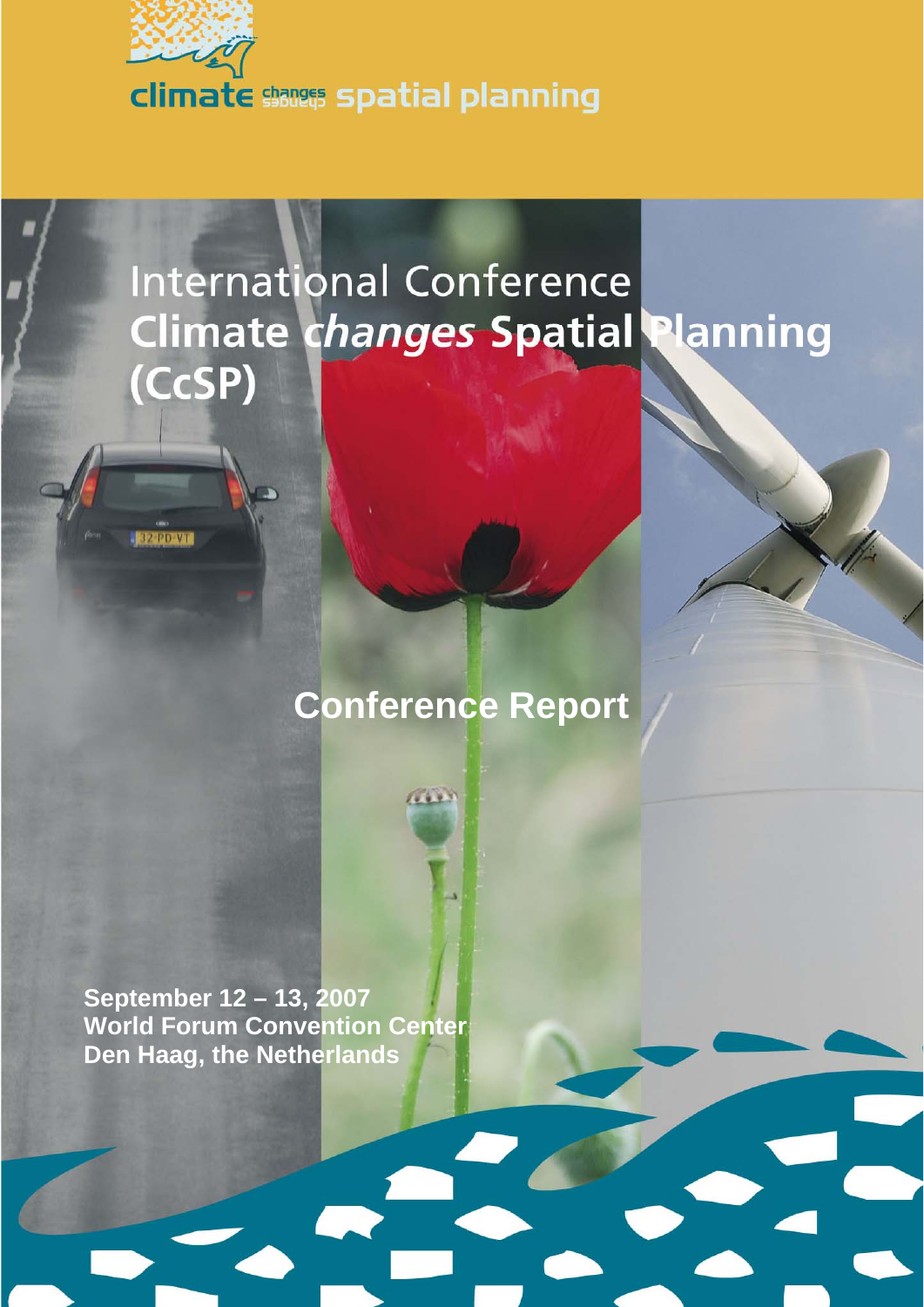climate changes spatial planning

# International Conference
# Climate *changes* Spatial Planning (CcSP)

## Conference Report

**September 12 – 13, 2007**
**World Forum Convention Center**
**Den Haag, the Netherlands**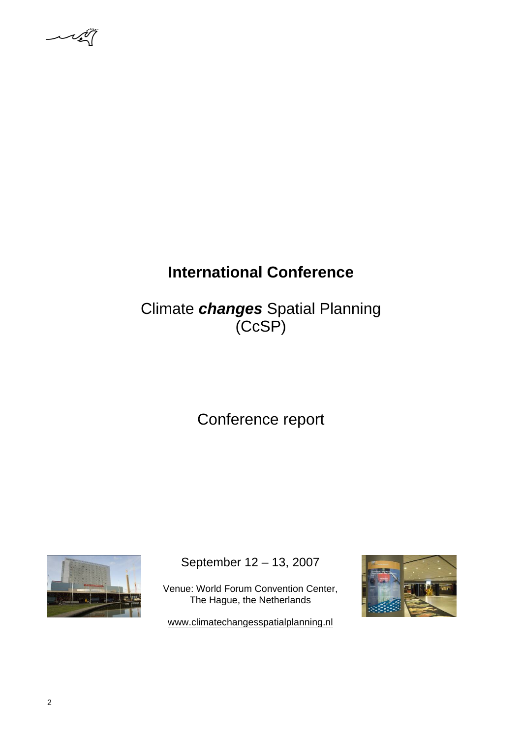# International Conference

## Climate ***changes*** Spatial Planning (CcSP)

Conference report

September 12 – 13, 2007

Venue: World Forum Convention Center, The Hague, the Netherlands

www.climatechangesspatialplanning.nl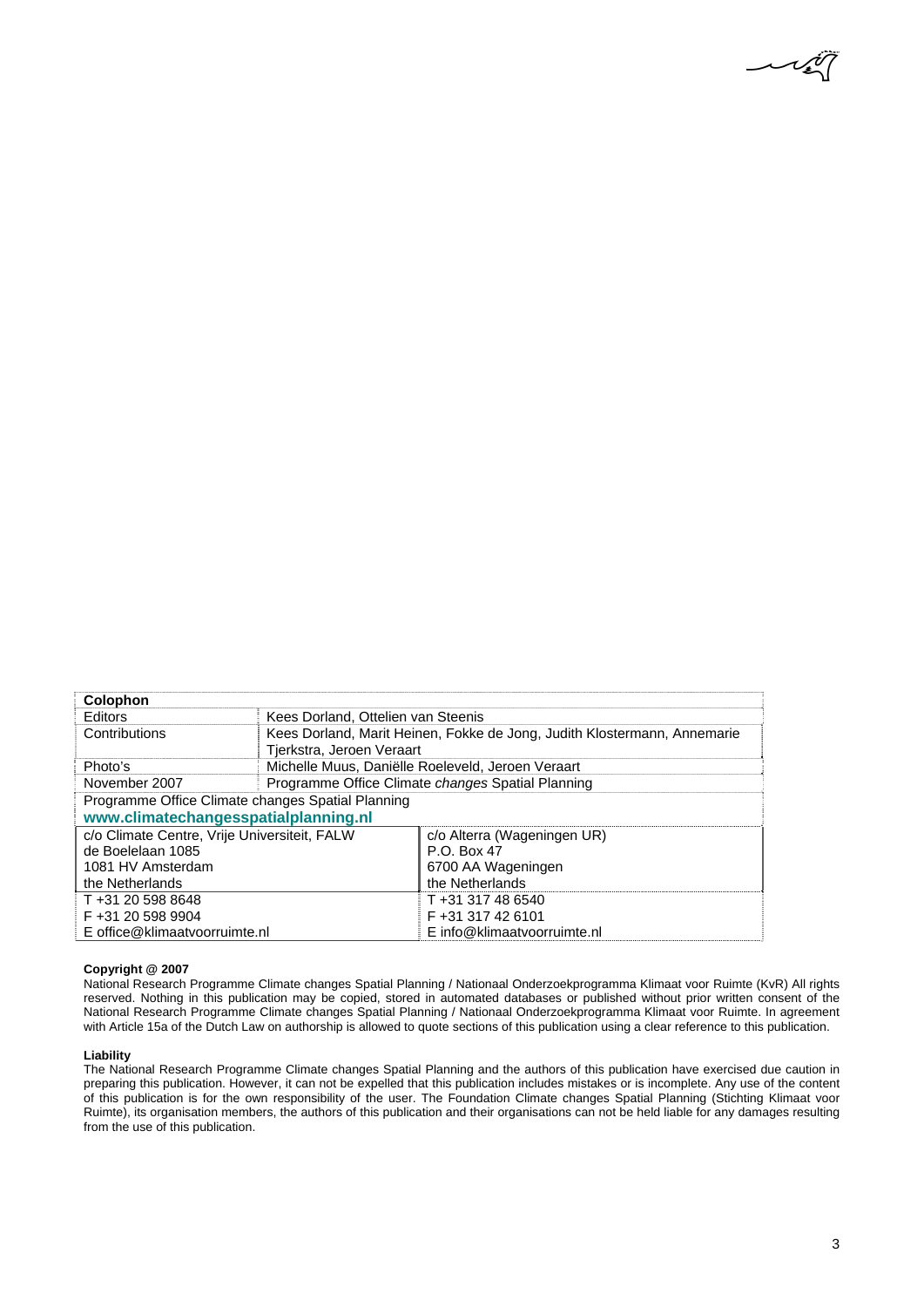| **Colophon** | | |
|---|---|---|
| Editors | Kees Dorland, Ottelien van Steenis | |
| Contributions | Kees Dorland, Marit Heinen, Fokke de Jong, Judith Klostermann, Annemarie Tjerkstra, Jeroen Veraart | |
| Photo's | Michelle Muus, Daniëlle Roeleveld, Jeroen Veraart | |
| November 2007 | Programme Office Climate *changes* Spatial Planning | |
| Programme Office Climate changes Spatial Planning<br>**www.climatechangesspatialplanning.nl** | | |
| c/o Climate Centre, Vrije Universiteit, FALW<br>de Boelelaan 1085<br>1081 HV Amsterdam<br>the Netherlands | | c/o Alterra (Wageningen UR)<br>P.O. Box 47<br>6700 AA Wageningen<br>the Netherlands |
| T +31 20 598 8648<br>F +31 20 598 9904<br>E office@klimaatvoorruimte.nl | | T +31 317 48 6540<br>F +31 317 42 6101<br>E info@klimaatvoorruimte.nl |

**Copyright @ 2007**

National Research Programme Climate changes Spatial Planning / Nationaal Onderzoekprogramma Klimaat voor Ruimte (KvR) All rights reserved. Nothing in this publication may be copied, stored in automated databases or published without prior written consent of the National Research Programme Climate changes Spatial Planning / Nationaal Onderzoekprogramma Klimaat voor Ruimte. In agreement with Article 15a of the Dutch Law on authorship is allowed to quote sections of this publication using a clear reference to this publication.

**Liability**

The National Research Programme Climate changes Spatial Planning and the authors of this publication have exercised due caution in preparing this publication. However, it can not be expelled that this publication includes mistakes or is incomplete. Any use of the content of this publication is for the own responsibility of the user. The Foundation Climate changes Spatial Planning (Stichting Klimaat voor Ruimte), its organisation members, the authors of this publication and their organisations can not be held liable for any damages resulting from the use of this publication.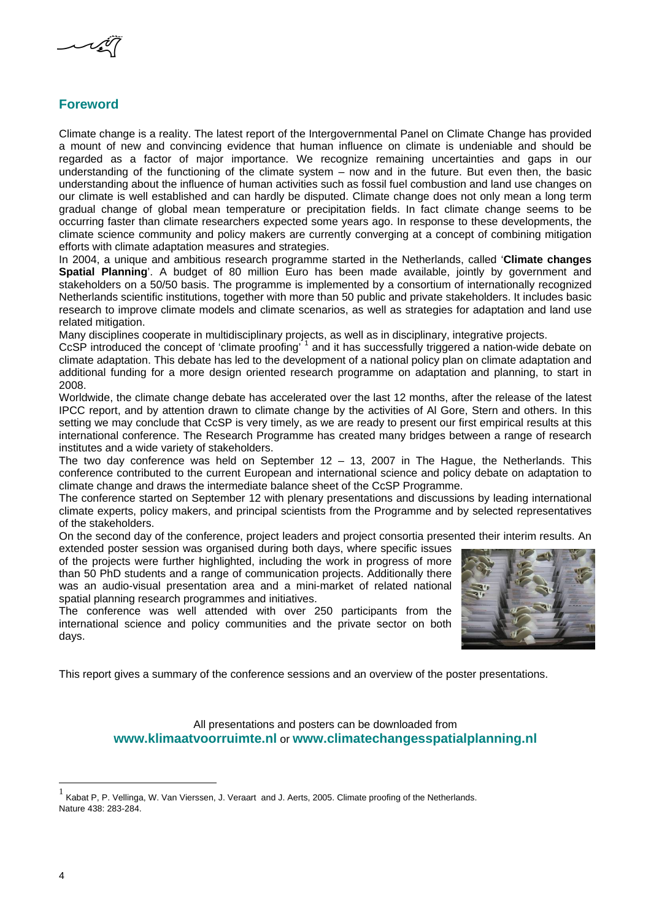## Foreword

Climate change is a reality. The latest report of the Intergovernmental Panel on Climate Change has provided a mount of new and convincing evidence that human influence on climate is undeniable and should be regarded as a factor of major importance. We recognize remaining uncertainties and gaps in our understanding of the functioning of the climate system – now and in the future. But even then, the basic understanding about the influence of human activities such as fossil fuel combustion and land use changes on our climate is well established and can hardly be disputed. Climate change does not only mean a long term gradual change of global mean temperature or precipitation fields. In fact climate change seems to be occurring faster than climate researchers expected some years ago. In response to these developments, the climate science community and policy makers are currently converging at a concept of combining mitigation efforts with climate adaptation measures and strategies.

In 2004, a unique and ambitious research programme started in the Netherlands, called '**Climate changes Spatial Planning**'. A budget of 80 million Euro has been made available, jointly by government and stakeholders on a 50/50 basis. The programme is implemented by a consortium of internationally recognized Netherlands scientific institutions, together with more than 50 public and private stakeholders. It includes basic research to improve climate models and climate scenarios, as well as strategies for adaptation and land use related mitigation.

Many disciplines cooperate in multidisciplinary projects, as well as in disciplinary, integrative projects.

CcSP introduced the concept of 'climate proofing' [1] and it has successfully triggered a nation-wide debate on climate adaptation. This debate has led to the development of a national policy plan on climate adaptation and additional funding for a more design oriented research programme on adaptation and planning, to start in 2008.

Worldwide, the climate change debate has accelerated over the last 12 months, after the release of the latest IPCC report, and by attention drawn to climate change by the activities of Al Gore, Stern and others. In this setting we may conclude that CcSP is very timely, as we are ready to present our first empirical results at this international conference. The Research Programme has created many bridges between a range of research institutes and a wide variety of stakeholders.

The two day conference was held on September 12 – 13, 2007 in The Hague, the Netherlands. This conference contributed to the current European and international science and policy debate on adaptation to climate change and draws the intermediate balance sheet of the CcSP Programme.

The conference started on September 12 with plenary presentations and discussions by leading international climate experts, policy makers, and principal scientists from the Programme and by selected representatives of the stakeholders.

On the second day of the conference, project leaders and project consortia presented their interim results. An extended poster session was organised during both days, where specific issues of the projects were further highlighted, including the work in progress of more than 50 PhD students and a range of communication projects. Additionally there was an audio-visual presentation area and a mini-market of related national spatial planning research programmes and initiatives.

The conference was well attended with over 250 participants from the international science and policy communities and the private sector on both days.

This report gives a summary of the conference sessions and an overview of the poster presentations.

All presentations and posters can be downloaded from **www.klimaatvoorruimte.nl** or **www.climatechangesspatialplanning.nl**

---

[1] Kabat P, P. Vellinga, W. Van Vierssen, J. Veraart and J. Aerts, 2005. Climate proofing of the Netherlands. Nature 438: 283-284.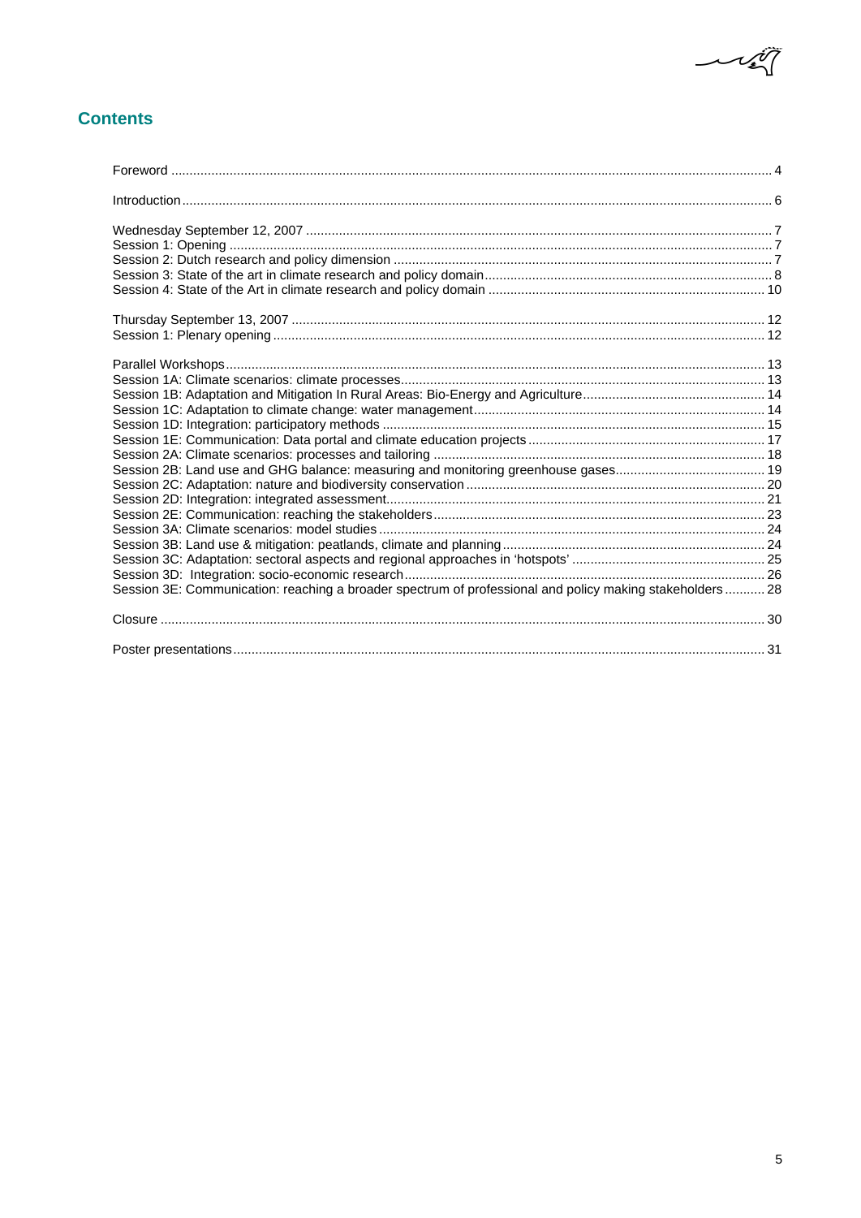## Contents

Foreword ... 4

Introduction ... 6

Wednesday September 12, 2007 ... 7
Session 1: Opening ... 7
Session 2: Dutch research and policy dimension ... 7
Session 3: State of the art in climate research and policy domain ... 8
Session 4: State of the Art in climate research and policy domain ... 10

Thursday September 13, 2007 ... 12
Session 1: Plenary opening ... 12

Parallel Workshops ... 13
Session 1A: Climate scenarios: climate processes ... 13
Session 1B: Adaptation and Mitigation In Rural Areas: Bio-Energy and Agriculture ... 14
Session 1C: Adaptation to climate change: water management ... 14
Session 1D: Integration: participatory methods ... 15
Session 1E: Communication: Data portal and climate education projects ... 17
Session 2A: Climate scenarios: processes and tailoring ... 18
Session 2B: Land use and GHG balance: measuring and monitoring greenhouse gases ... 19
Session 2C: Adaptation: nature and biodiversity conservation ... 20
Session 2D: Integration: integrated assessment ... 21
Session 2E: Communication: reaching the stakeholders ... 23
Session 3A: Climate scenarios: model studies ... 24
Session 3B: Land use & mitigation: peatlands, climate and planning ... 24
Session 3C: Adaptation: sectoral aspects and regional approaches in 'hotspots' ... 25
Session 3D: Integration: socio-economic research ... 26
Session 3E: Communication: reaching a broader spectrum of professional and policy making stakeholders ... 28

Closure ... 30

Poster presentations ... 31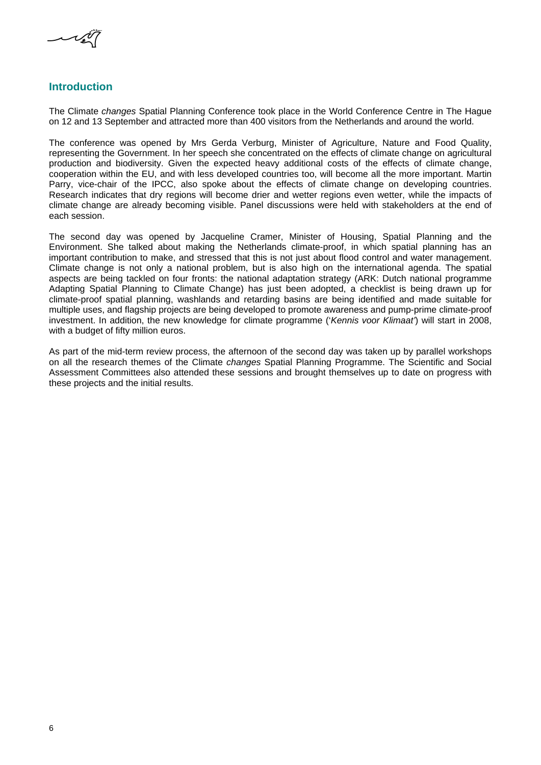## Introduction

The Climate *changes* Spatial Planning Conference took place in the World Conference Centre in The Hague on 12 and 13 September and attracted more than 400 visitors from the Netherlands and around the world.

The conference was opened by Mrs Gerda Verburg, Minister of Agriculture, Nature and Food Quality, representing the Government. In her speech she concentrated on the effects of climate change on agricultural production and biodiversity. Given the expected heavy additional costs of the effects of climate change, cooperation within the EU, and with less developed countries too, will become all the more important. Martin Parry, vice-chair of the IPCC, also spoke about the effects of climate change on developing countries. Research indicates that dry regions will become drier and wetter regions even wetter, while the impacts of climate change are already becoming visible. Panel discussions were held with stakeholders at the end of each session.

The second day was opened by Jacqueline Cramer, Minister of Housing, Spatial Planning and the Environment. She talked about making the Netherlands climate-proof, in which spatial planning has an important contribution to make, and stressed that this is not just about flood control and water management. Climate change is not only a national problem, but is also high on the international agenda. The spatial aspects are being tackled on four fronts: the national adaptation strategy (ARK: Dutch national programme Adapting Spatial Planning to Climate Change) has just been adopted, a checklist is being drawn up for climate-proof spatial planning, washlands and retarding basins are being identified and made suitable for multiple uses, and flagship projects are being developed to promote awareness and pump-prime climate-proof investment. In addition, the new knowledge for climate programme ('*Kennis voor Klimaat*') will start in 2008, with a budget of fifty million euros.

As part of the mid-term review process, the afternoon of the second day was taken up by parallel workshops on all the research themes of the Climate *changes* Spatial Planning Programme. The Scientific and Social Assessment Committees also attended these sessions and brought themselves up to date on progress with these projects and the initial results.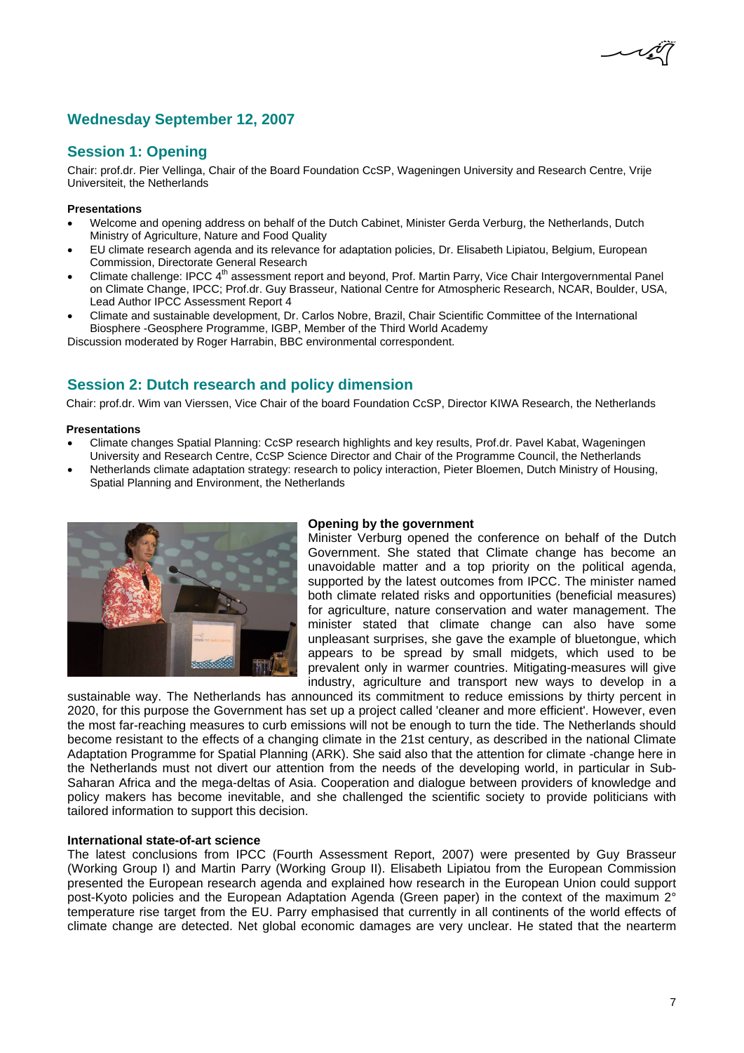## Wednesday September 12, 2007

## Session 1: Opening

Chair: prof.dr. Pier Vellinga, Chair of the Board Foundation CcSP, Wageningen University and Research Centre, Vrije Universiteit, the Netherlands

**Presentations**

- Welcome and opening address on behalf of the Dutch Cabinet, Minister Gerda Verburg, the Netherlands, Dutch Ministry of Agriculture, Nature and Food Quality
- EU climate research agenda and its relevance for adaptation policies, Dr. Elisabeth Lipiatou, Belgium, European Commission, Directorate General Research
- Climate challenge: IPCC 4[th] assessment report and beyond, Prof. Martin Parry, Vice Chair Intergovernmental Panel on Climate Change, IPCC; Prof.dr. Guy Brasseur, National Centre for Atmospheric Research, NCAR, Boulder, USA, Lead Author IPCC Assessment Report 4
- Climate and sustainable development, Dr. Carlos Nobre, Brazil, Chair Scientific Committee of the International Biosphere -Geosphere Programme, IGBP, Member of the Third World Academy

Discussion moderated by Roger Harrabin, BBC environmental correspondent.

## Session 2: Dutch research and policy dimension

Chair: prof.dr. Wim van Vierssen, Vice Chair of the board Foundation CcSP, Director KIWA Research, the Netherlands

**Presentations**

- Climate changes Spatial Planning: CcSP research highlights and key results, Prof.dr. Pavel Kabat, Wageningen University and Research Centre, CcSP Science Director and Chair of the Programme Council, the Netherlands
- Netherlands climate adaptation strategy: research to policy interaction, Pieter Bloemen, Dutch Ministry of Housing, Spatial Planning and Environment, the Netherlands

**Opening by the government**

Minister Verburg opened the conference on behalf of the Dutch Government. She stated that Climate change has become an unavoidable matter and a top priority on the political agenda, supported by the latest outcomes from IPCC. The minister named both climate related risks and opportunities (beneficial measures) for agriculture, nature conservation and water management. The minister stated that climate change can also have some unpleasant surprises, she gave the example of bluetongue, which appears to be spread by small midgets, which used to be prevalent only in warmer countries. Mitigating-measures will give industry, agriculture and transport new ways to develop in a sustainable way. The Netherlands has announced its commitment to reduce emissions by thirty percent in 2020, for this purpose the Government has set up a project called 'cleaner and more efficient'. However, even the most far-reaching measures to curb emissions will not be enough to turn the tide. The Netherlands should become resistant to the effects of a changing climate in the 21st century, as described in the national Climate Adaptation Programme for Spatial Planning (ARK). She said also that the attention for climate -change here in the Netherlands must not divert our attention from the needs of the developing world, in particular in Sub-Saharan Africa and the mega-deltas of Asia. Cooperation and dialogue between providers of knowledge and policy makers has become inevitable, and she challenged the scientific society to provide politicians with tailored information to support this decision.

**International state-of-art science**

The latest conclusions from IPCC (Fourth Assessment Report, 2007) were presented by Guy Brasseur (Working Group I) and Martin Parry (Working Group II). Elisabeth Lipiatou from the European Commission presented the European research agenda and explained how research in the European Union could support post-Kyoto policies and the European Adaptation Agenda (Green paper) in the context of the maximum 2° temperature rise target from the EU. Parry emphasised that currently in all continents of the world effects of climate change are detected. Net global economic damages are very unclear. He stated that the nearterm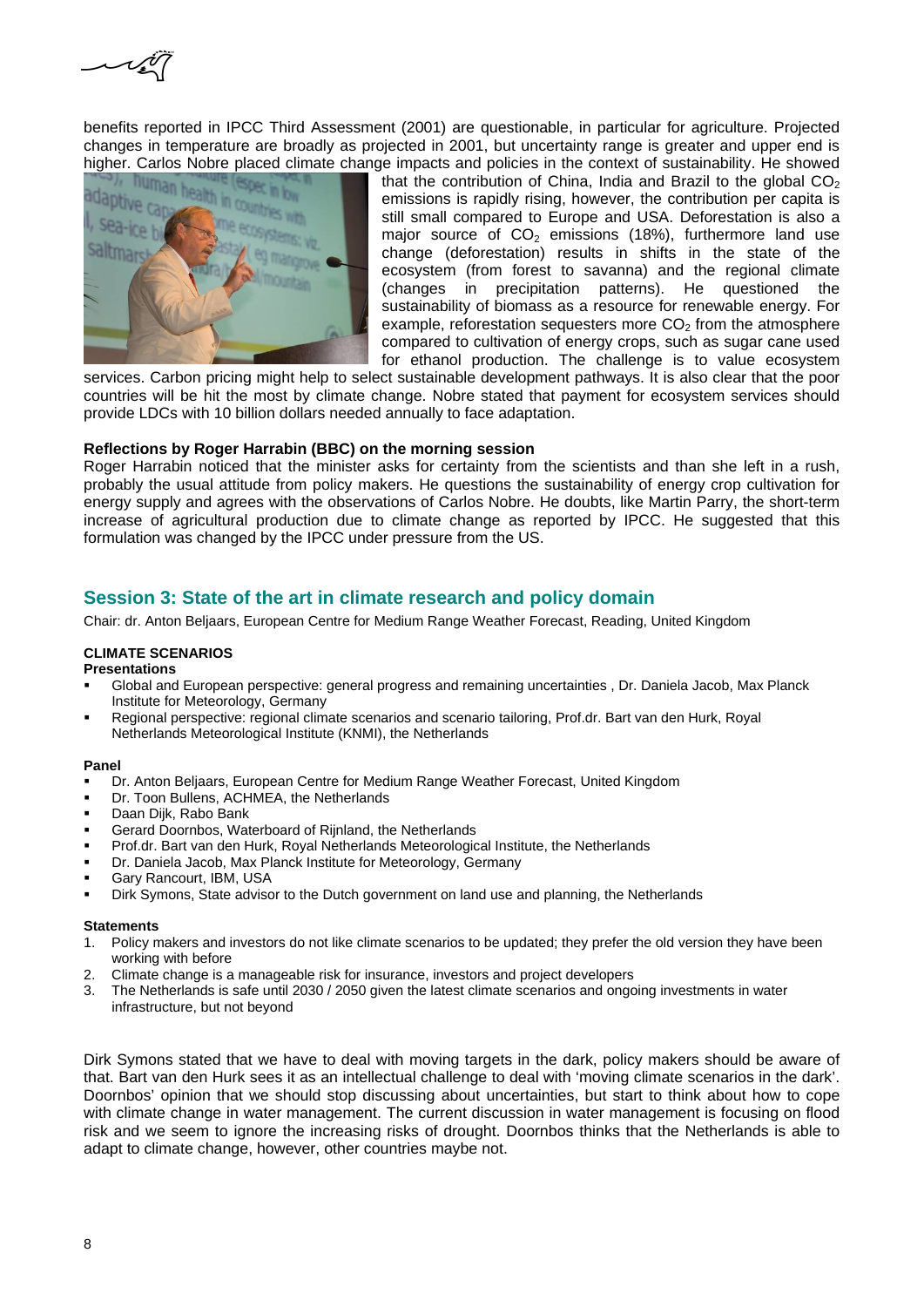benefits reported in IPCC Third Assessment (2001) are questionable, in particular for agriculture. Projected changes in temperature are broadly as projected in 2001, but uncertainty range is greater and upper end is higher. Carlos Nobre placed climate change impacts and policies in the context of sustainability. He showed that the contribution of China, India and Brazil to the global $CO_2$ emissions is rapidly rising, however, the contribution per capita is still small compared to Europe and USA. Deforestation is also a major source of $CO_2$ emissions (18%), furthermore land use change (deforestation) results in shifts in the state of the ecosystem (from forest to savanna) and the regional climate (changes in precipitation patterns). He questioned the sustainability of biomass as a resource for renewable energy. For example, reforestation sequesters more $CO_2$ from the atmosphere compared to cultivation of energy crops, such as sugar cane used for ethanol production. The challenge is to value ecosystem services. Carbon pricing might help to select sustainable development pathways. It is also clear that the poor countries will be hit the most by climate change. Nobre stated that payment for ecosystem services should provide LDCs with 10 billion dollars needed annually to face adaptation.

**Reflections by Roger Harrabin (BBC) on the morning session**

Roger Harrabin noticed that the minister asks for certainty from the scientists and than she left in a rush, probably the usual attitude from policy makers. He questions the sustainability of energy crop cultivation for energy supply and agrees with the observations of Carlos Nobre. He doubts, like Martin Parry, the short-term increase of agricultural production due to climate change as reported by IPCC. He suggested that this formulation was changed by the IPCC under pressure from the US.

## Session 3: State of the art in climate research and policy domain

Chair: dr. Anton Beljaars, European Centre for Medium Range Weather Forecast, Reading, United Kingdom

**CLIMATE SCENARIOS**

**Presentations**

- Global and European perspective: general progress and remaining uncertainties , Dr. Daniela Jacob, Max Planck Institute for Meteorology, Germany
- Regional perspective: regional climate scenarios and scenario tailoring, Prof.dr. Bart van den Hurk, Royal Netherlands Meteorological Institute (KNMI), the Netherlands

**Panel**

- Dr. Anton Beljaars, European Centre for Medium Range Weather Forecast, United Kingdom
- Dr. Toon Bullens, ACHMEA, the Netherlands
- Daan Dijk, Rabo Bank
- Gerard Doornbos, Waterboard of Rijnland, the Netherlands
- Prof.dr. Bart van den Hurk, Royal Netherlands Meteorological Institute, the Netherlands
- Dr. Daniela Jacob, Max Planck Institute for Meteorology, Germany
- Gary Rancourt, IBM, USA
- Dirk Symons, State advisor to the Dutch government on land use and planning, the Netherlands

**Statements**

1. Policy makers and investors do not like climate scenarios to be updated; they prefer the old version they have been working with before
2. Climate change is a manageable risk for insurance, investors and project developers
3. The Netherlands is safe until 2030 / 2050 given the latest climate scenarios and ongoing investments in water infrastructure, but not beyond

Dirk Symons stated that we have to deal with moving targets in the dark, policy makers should be aware of that. Bart van den Hurk sees it as an intellectual challenge to deal with 'moving climate scenarios in the dark'. Doornbos' opinion that we should stop discussing about uncertainties, but start to think about how to cope with climate change in water management. The current discussion in water management is focusing on flood risk and we seem to ignore the increasing risks of drought. Doornbos thinks that the Netherlands is able to adapt to climate change, however, other countries maybe not.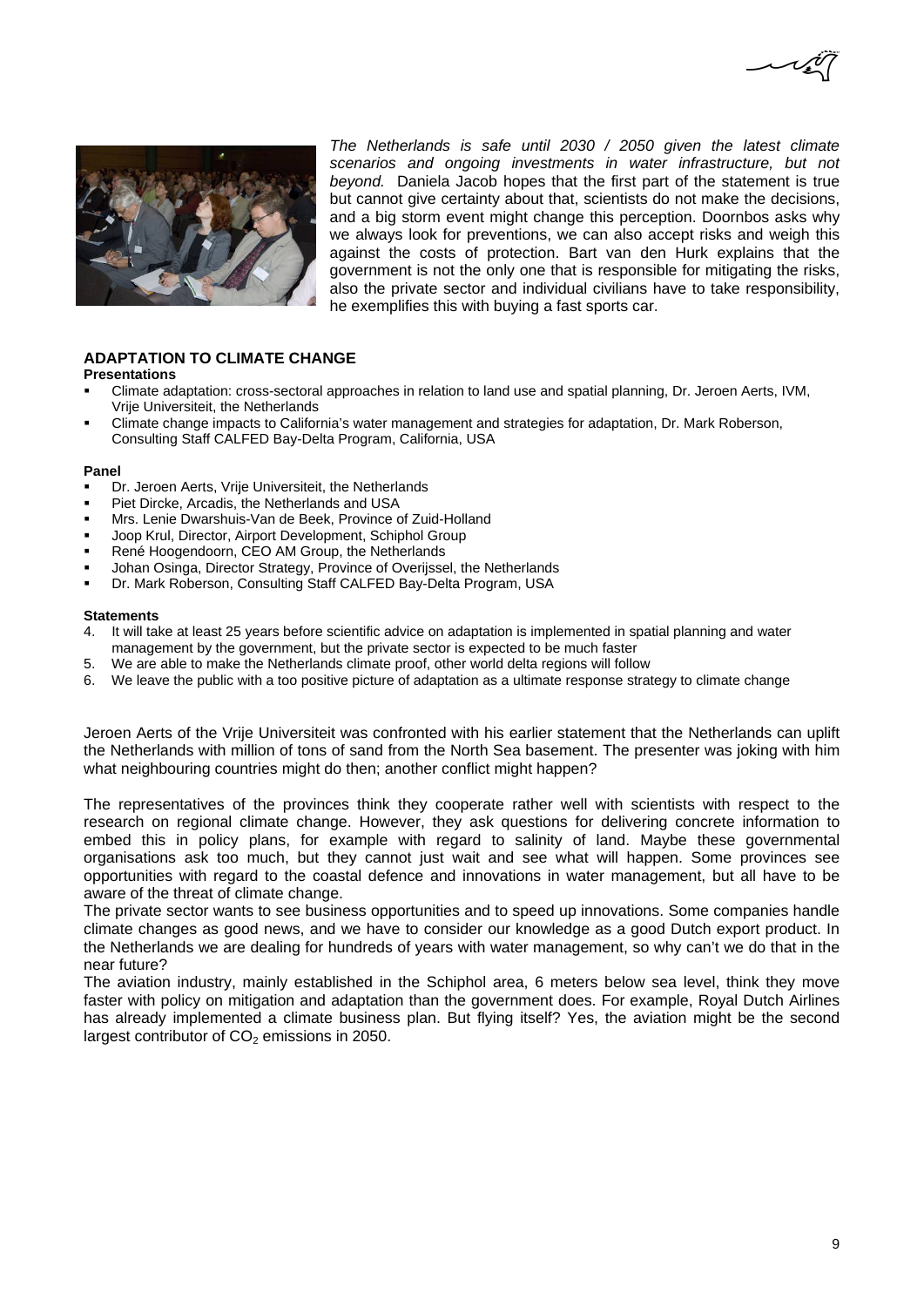*The Netherlands is safe until 2030 / 2050 given the latest climate scenarios and ongoing investments in water infrastructure, but not beyond.* Daniela Jacob hopes that the first part of the statement is true but cannot give certainty about that, scientists do not make the decisions, and a big storm event might change this perception. Doornbos asks why we always look for preventions, we can also accept risks and weigh this against the costs of protection. Bart van den Hurk explains that the government is not the only one that is responsible for mitigating the risks, also the private sector and individual civilians have to take responsibility, he exemplifies this with buying a fast sports car.

## ADAPTATION TO CLIMATE CHANGE

**Presentations**

- Climate adaptation: cross-sectoral approaches in relation to land use and spatial planning, Dr. Jeroen Aerts, IVM, Vrije Universiteit, the Netherlands
- Climate change impacts to California's water management and strategies for adaptation, Dr. Mark Roberson, Consulting Staff CALFED Bay-Delta Program, California, USA

**Panel**

- Dr. Jeroen Aerts, Vrije Universiteit, the Netherlands
- Piet Dircke, Arcadis, the Netherlands and USA
- Mrs. Lenie Dwarshuis-Van de Beek, Province of Zuid-Holland
- Joop Krul, Director, Airport Development, Schiphol Group
- René Hoogendoorn, CEO AM Group, the Netherlands
- Johan Osinga, Director Strategy, Province of Overijssel, the Netherlands
- Dr. Mark Roberson, Consulting Staff CALFED Bay-Delta Program, USA

**Statements**

4. It will take at least 25 years before scientific advice on adaptation is implemented in spatial planning and water management by the government, but the private sector is expected to be much faster
5. We are able to make the Netherlands climate proof, other world delta regions will follow
6. We leave the public with a too positive picture of adaptation as a ultimate response strategy to climate change

Jeroen Aerts of the Vrije Universiteit was confronted with his earlier statement that the Netherlands can uplift the Netherlands with million of tons of sand from the North Sea basement. The presenter was joking with him what neighbouring countries might do then; another conflict might happen?

The representatives of the provinces think they cooperate rather well with scientists with respect to the research on regional climate change. However, they ask questions for delivering concrete information to embed this in policy plans, for example with regard to salinity of land. Maybe these governmental organisations ask too much, but they cannot just wait and see what will happen. Some provinces see opportunities with regard to the coastal defence and innovations in water management, but all have to be aware of the threat of climate change.

The private sector wants to see business opportunities and to speed up innovations. Some companies handle climate changes as good news, and we have to consider our knowledge as a good Dutch export product. In the Netherlands we are dealing for hundreds of years with water management, so why can't we do that in the near future?

The aviation industry, mainly established in the Schiphol area, 6 meters below sea level, think they move faster with policy on mitigation and adaptation than the government does. For example, Royal Dutch Airlines has already implemented a climate business plan. But flying itself? Yes, the aviation might be the second largest contributor of $CO_2$ emissions in 2050.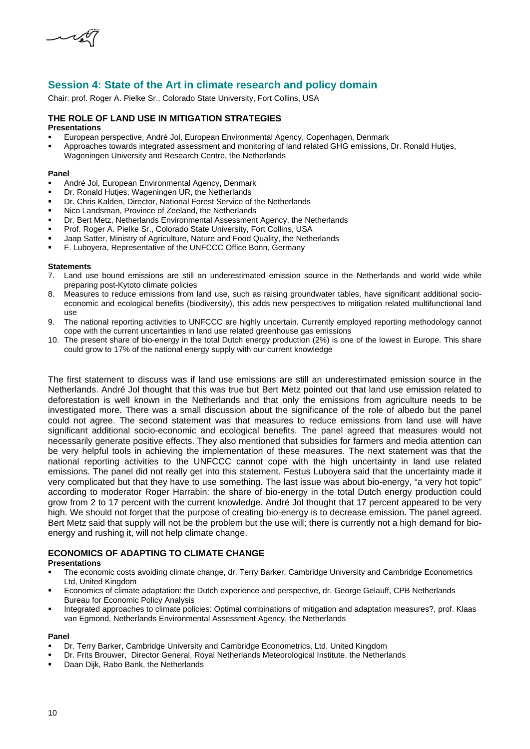## Session 4: State of the Art in climate research and policy domain

Chair: prof. Roger A. Pielke Sr., Colorado State University, Fort Collins, USA

### THE ROLE OF LAND USE IN MITIGATION STRATEGIES

**Presentations**

- European perspective, André Jol, European Environmental Agency, Copenhagen, Denmark
- Approaches towards integrated assessment and monitoring of land related GHG emissions, Dr. Ronald Hutjes, Wageningen University and Research Centre, the Netherlands

**Panel**

- André Jol, European Environmental Agency, Denmark
- Dr. Ronald Hutjes, Wageningen UR, the Netherlands
- Dr. Chris Kalden, Director, National Forest Service of the Netherlands
- Nico Landsman, Province of Zeeland, the Netherlands
- Dr. Bert Metz, Netherlands Environmental Assessment Agency, the Netherlands
- Prof. Roger A. Pielke Sr., Colorado State University, Fort Collins, USA
- Jaap Satter, Ministry of Agriculture, Nature and Food Quality, the Netherlands
- F. Luboyera, Representative of the UNFCCC Office Bonn, Germany

**Statements**

7. Land use bound emissions are still an underestimated emission source in the Netherlands and world wide while preparing post-Kytoto climate policies
8. Measures to reduce emissions from land use, such as raising groundwater tables, have significant additional socio-economic and ecological benefits (biodiversity), this adds new perspectives to mitigation related multifunctional land use
9. The national reporting activities to UNFCCC are highly uncertain. Currently employed reporting methodology cannot cope with the current uncertainties in land use related greenhouse gas emissions
10. The present share of bio-energy in the total Dutch energy production (2%) is one of the lowest in Europe. This share could grow to 17% of the national energy supply with our current knowledge

The first statement to discuss was if land use emissions are still an underestimated emission source in the Netherlands. André Jol thought that this was true but Bert Metz pointed out that land use emission related to deforestation is well known in the Netherlands and that only the emissions from agriculture needs to be investigated more. There was a small discussion about the significance of the role of albedo but the panel could not agree. The second statement was that measures to reduce emissions from land use will have significant additional socio-economic and ecological benefits. The panel agreed that measures would not necessarily generate positive effects. They also mentioned that subsidies for farmers and media attention can be very helpful tools in achieving the implementation of these measures. The next statement was that the national reporting activities to the UNFCCC cannot cope with the high uncertainty in land use related emissions. The panel did not really get into this statement. Festus Luboyera said that the uncertainty made it very complicated but that they have to use something. The last issue was about bio-energy, "a very hot topic" according to moderator Roger Harrabin: the share of bio-energy in the total Dutch energy production could grow from 2 to 17 percent with the current knowledge. André Jol thought that 17 percent appeared to be very high. We should not forget that the purpose of creating bio-energy is to decrease emission. The panel agreed. Bert Metz said that supply will not be the problem but the use will; there is currently not a high demand for bio-energy and rushing it, will not help climate change.

### ECONOMICS OF ADAPTING TO CLIMATE CHANGE

**Presentations**

- The economic costs avoiding climate change, dr. Terry Barker, Cambridge University and Cambridge Econometrics Ltd, United Kingdom
- Economics of climate adaptation: the Dutch experience and perspective, dr. George Gelauff, CPB Netherlands Bureau for Economic Policy Analysis
- Integrated approaches to climate policies: Optimal combinations of mitigation and adaptation measures?, prof. Klaas van Egmond, Netherlands Environmental Assessment Agency, the Netherlands

**Panel**

- Dr. Terry Barker, Cambridge University and Cambridge Econometrics, Ltd, United Kingdom
- Dr. Frits Brouwer, Director General, Royal Netherlands Meteorological Institute, the Netherlands
- Daan Dijk, Rabo Bank, the Netherlands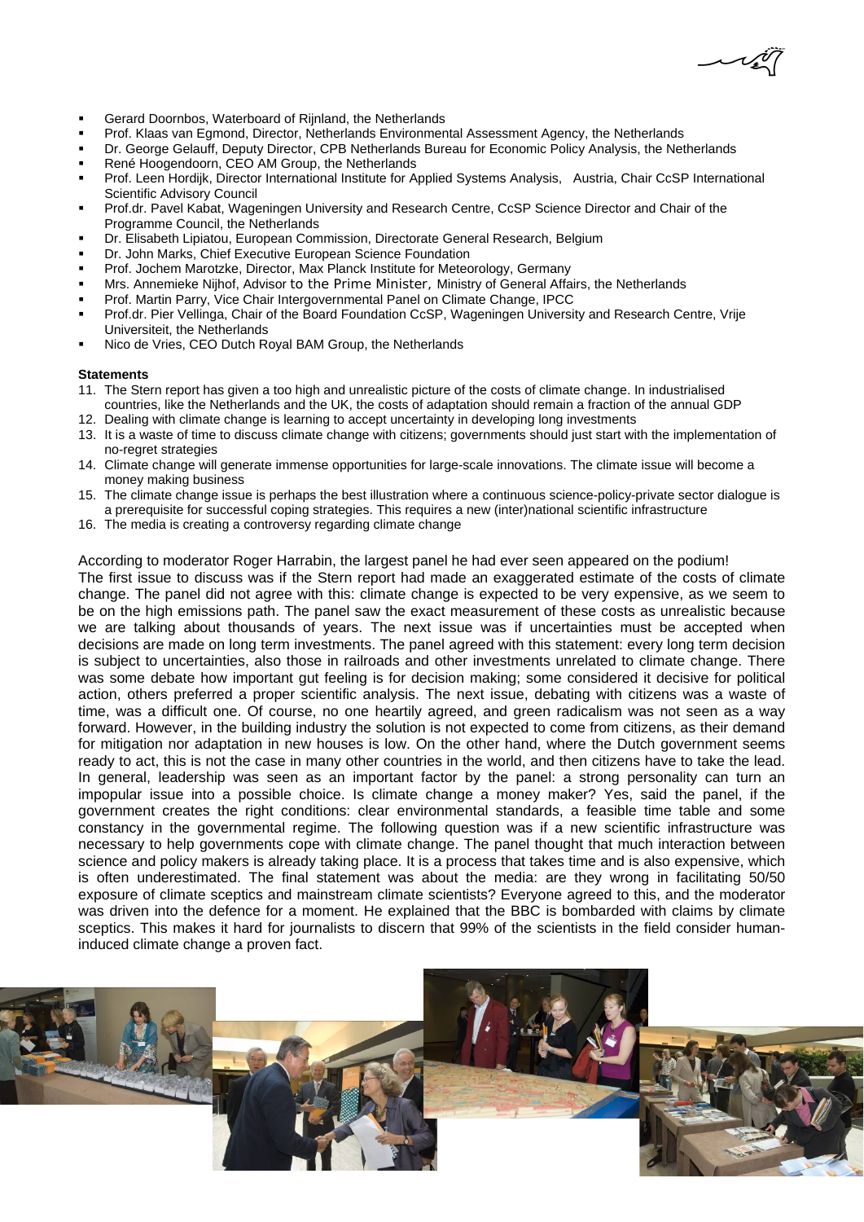- Gerard Doornbos, Waterboard of Rijnland, the Netherlands
- Prof. Klaas van Egmond, Director, Netherlands Environmental Assessment Agency, the Netherlands
- Dr. George Gelauff, Deputy Director, CPB Netherlands Bureau for Economic Policy Analysis, the Netherlands
- René Hoogendoorn, CEO AM Group, the Netherlands
- Prof. Leen Hordijk, Director International Institute for Applied Systems Analysis, Austria, Chair CcSP International Scientific Advisory Council
- Prof.dr. Pavel Kabat, Wageningen University and Research Centre, CcSP Science Director and Chair of the Programme Council, the Netherlands
- Dr. Elisabeth Lipiatou, European Commission, Directorate General Research, Belgium
- Dr. John Marks, Chief Executive European Science Foundation
- Prof. Jochem Marotzke, Director, Max Planck Institute for Meteorology, Germany
- Mrs. Annemieke Nijhof, Advisor to the Prime Minister, Ministry of General Affairs, the Netherlands
- Prof. Martin Parry, Vice Chair Intergovernmental Panel on Climate Change, IPCC
- Prof.dr. Pier Vellinga, Chair of the Board Foundation CcSP, Wageningen University and Research Centre, Vrije Universiteit, the Netherlands
- Nico de Vries, CEO Dutch Royal BAM Group, the Netherlands

**Statements**

11. The Stern report has given a too high and unrealistic picture of the costs of climate change. In industrialised countries, like the Netherlands and the UK, the costs of adaptation should remain a fraction of the annual GDP
12. Dealing with climate change is learning to accept uncertainty in developing long investments
13. It is a waste of time to discuss climate change with citizens; governments should just start with the implementation of no-regret strategies
14. Climate change will generate immense opportunities for large-scale innovations. The climate issue will become a money making business
15. The climate change issue is perhaps the best illustration where a continuous science-policy-private sector dialogue is a prerequisite for successful coping strategies. This requires a new (inter)national scientific infrastructure
16. The media is creating a controversy regarding climate change

According to moderator Roger Harrabin, the largest panel he had ever seen appeared on the podium!
The first issue to discuss was if the Stern report had made an exaggerated estimate of the costs of climate change. The panel did not agree with this: climate change is expected to be very expensive, as we seem to be on the high emissions path. The panel saw the exact measurement of these costs as unrealistic because we are talking about thousands of years. The next issue was if uncertainties must be accepted when decisions are made on long term investments. The panel agreed with this statement: every long term decision is subject to uncertainties, also those in railroads and other investments unrelated to climate change. There was some debate how important gut feeling is for decision making; some considered it decisive for political action, others preferred a proper scientific analysis. The next issue, debating with citizens was a waste of time, was a difficult one. Of course, no one heartily agreed, and green radicalism was not seen as a way forward. However, in the building industry the solution is not expected to come from citizens, as their demand for mitigation nor adaptation in new houses is low. On the other hand, where the Dutch government seems ready to act, this is not the case in many other countries in the world, and then citizens have to take the lead. In general, leadership was seen as an important factor by the panel: a strong personality can turn an impopular issue into a possible choice. Is climate change a money maker? Yes, said the panel, if the government creates the right conditions: clear environmental standards, a feasible time table and some constancy in the governmental regime. The following question was if a new scientific infrastructure was necessary to help governments cope with climate change. The panel thought that much interaction between science and policy makers is already taking place. It is a process that takes time and is also expensive, which is often underestimated. The final statement was about the media: are they wrong in facilitating 50/50 exposure of climate sceptics and mainstream climate scientists? Everyone agreed to this, and the moderator was driven into the defence for a moment. He explained that the BBC is bombarded with claims by climate sceptics. This makes it hard for journalists to discern that 99% of the scientists in the field consider human-induced climate change a proven fact.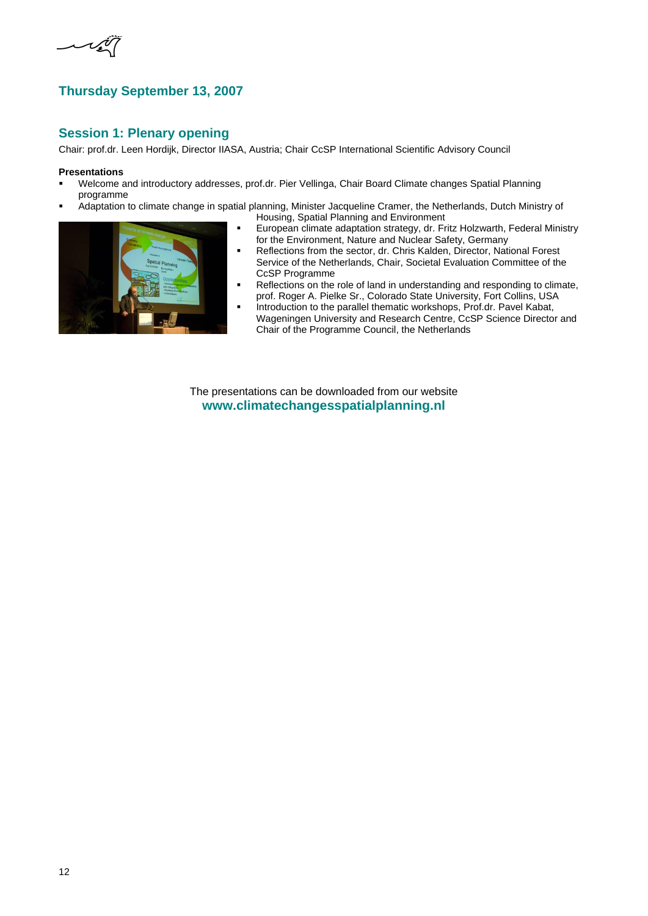## Thursday September 13, 2007

### Session 1: Plenary opening

Chair: prof.dr. Leen Hordijk, Director IIASA, Austria; Chair CcSP International Scientific Advisory Council

**Presentations**

- Welcome and introductory addresses, prof.dr. Pier Vellinga, Chair Board Climate changes Spatial Planning programme
- Adaptation to climate change in spatial planning, Minister Jacqueline Cramer, the Netherlands, Dutch Ministry of Housing, Spatial Planning and Environment
- European climate adaptation strategy, dr. Fritz Holzwarth, Federal Ministry for the Environment, Nature and Nuclear Safety, Germany
- Reflections from the sector, dr. Chris Kalden, Director, National Forest Service of the Netherlands, Chair, Societal Evaluation Committee of the CcSP Programme
- Reflections on the role of land in understanding and responding to climate, prof. Roger A. Pielke Sr., Colorado State University, Fort Collins, USA
- Introduction to the parallel thematic workshops, Prof.dr. Pavel Kabat, Wageningen University and Research Centre, CcSP Science Director and Chair of the Programme Council, the Netherlands

The presentations can be downloaded from our website
**www.climatechangesspatialplanning.nl**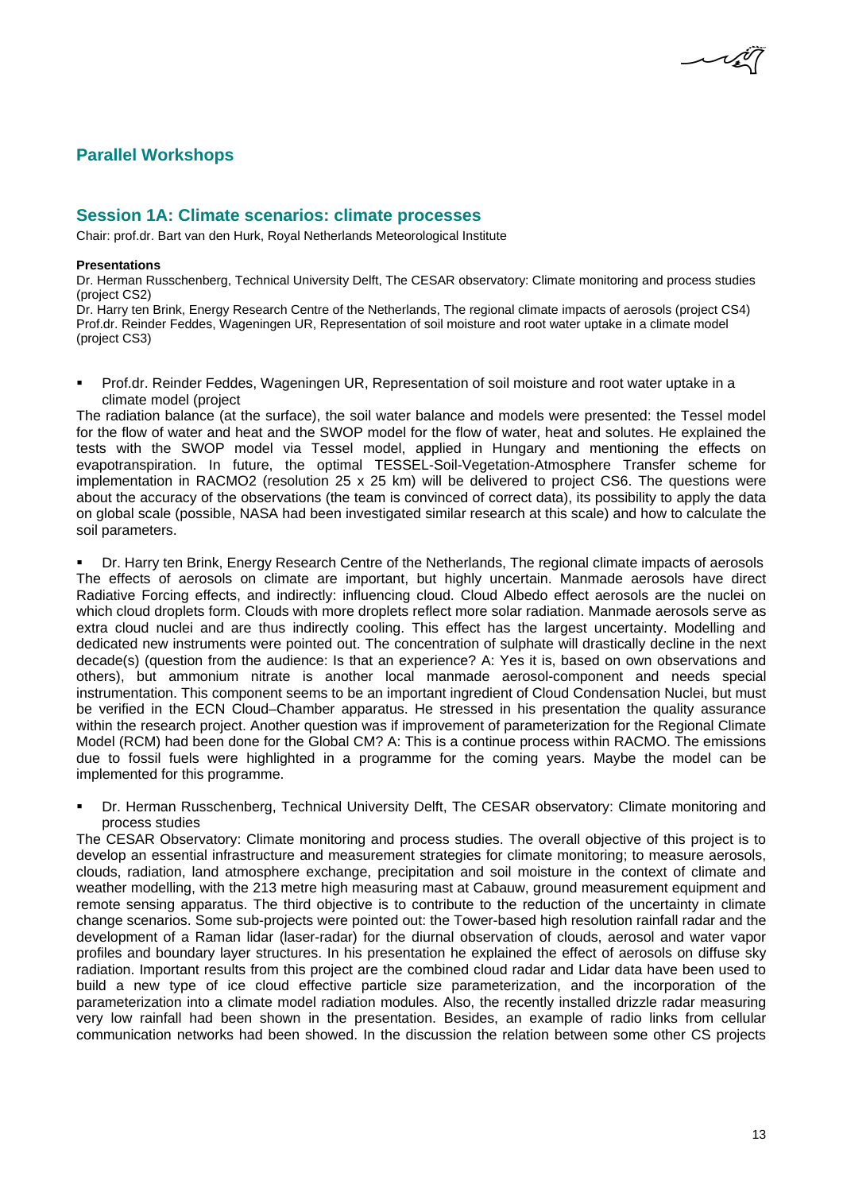## Parallel Workshops

### Session 1A: Climate scenarios: climate processes

Chair: prof.dr. Bart van den Hurk, Royal Netherlands Meteorological Institute

**Presentations**

Dr. Herman Russchenberg, Technical University Delft, The CESAR observatory: Climate monitoring and process studies (project CS2)
Dr. Harry ten Brink, Energy Research Centre of the Netherlands, The regional climate impacts of aerosols (project CS4)
Prof.dr. Reinder Feddes, Wageningen UR, Representation of soil moisture and root water uptake in a climate model (project CS3)

- Prof.dr. Reinder Feddes, Wageningen UR, Representation of soil moisture and root water uptake in a climate model (project

The radiation balance (at the surface), the soil water balance and models were presented: the Tessel model for the flow of water and heat and the SWOP model for the flow of water, heat and solutes. He explained the tests with the SWOP model via Tessel model, applied in Hungary and mentioning the effects on evapotranspiration. In future, the optimal TESSEL-Soil-Vegetation-Atmosphere Transfer scheme for implementation in RACMO2 (resolution 25 x 25 km) will be delivered to project CS6. The questions were about the accuracy of the observations (the team is convinced of correct data), its possibility to apply the data on global scale (possible, NASA had been investigated similar research at this scale) and how to calculate the soil parameters.

- Dr. Harry ten Brink, Energy Research Centre of the Netherlands, The regional climate impacts of aerosols

The effects of aerosols on climate are important, but highly uncertain. Manmade aerosols have direct Radiative Forcing effects, and indirectly: influencing cloud. Cloud Albedo effect aerosols are the nuclei on which cloud droplets form. Clouds with more droplets reflect more solar radiation. Manmade aerosols serve as extra cloud nuclei and are thus indirectly cooling. This effect has the largest uncertainty. Modelling and dedicated new instruments were pointed out. The concentration of sulphate will drastically decline in the next decade(s) (question from the audience: Is that an experience? A: Yes it is, based on own observations and others), but ammonium nitrate is another local manmade aerosol-component and needs special instrumentation. This component seems to be an important ingredient of Cloud Condensation Nuclei, but must be verified in the ECN Cloud–Chamber apparatus. He stressed in his presentation the quality assurance within the research project. Another question was if improvement of parameterization for the Regional Climate Model (RCM) had been done for the Global CM? A: This is a continue process within RACMO. The emissions due to fossil fuels were highlighted in a programme for the coming years. Maybe the model can be implemented for this programme.

- Dr. Herman Russchenberg, Technical University Delft, The CESAR observatory: Climate monitoring and process studies

The CESAR Observatory: Climate monitoring and process studies. The overall objective of this project is to develop an essential infrastructure and measurement strategies for climate monitoring; to measure aerosols, clouds, radiation, land atmosphere exchange, precipitation and soil moisture in the context of climate and weather modelling, with the 213 metre high measuring mast at Cabauw, ground measurement equipment and remote sensing apparatus. The third objective is to contribute to the reduction of the uncertainty in climate change scenarios. Some sub-projects were pointed out: the Tower-based high resolution rainfall radar and the development of a Raman lidar (laser-radar) for the diurnal observation of clouds, aerosol and water vapor profiles and boundary layer structures. In his presentation he explained the effect of aerosols on diffuse sky radiation. Important results from this project are the combined cloud radar and Lidar data have been used to build a new type of ice cloud effective particle size parameterization, and the incorporation of the parameterization into a climate model radiation modules. Also, the recently installed drizzle radar measuring very low rainfall had been shown in the presentation. Besides, an example of radio links from cellular communication networks had been showed. In the discussion the relation between some other CS projects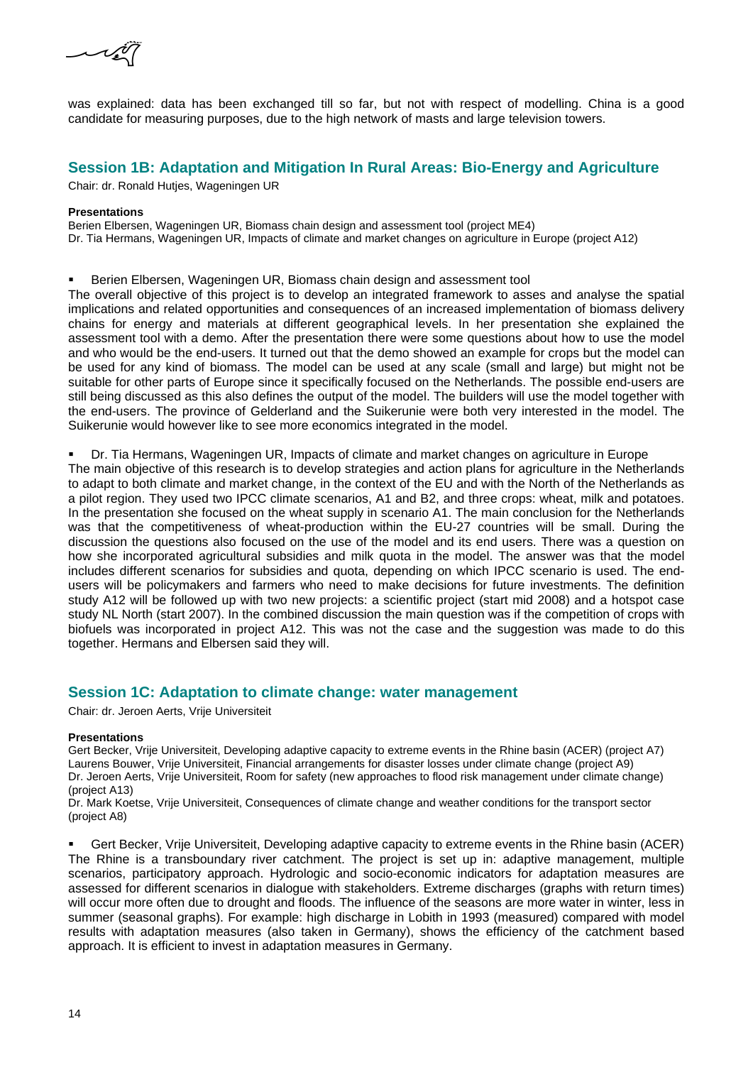was explained: data has been exchanged till so far, but not with respect of modelling. China is a good candidate for measuring purposes, due to the high network of masts and large television towers.

## Session 1B: Adaptation and Mitigation In Rural Areas: Bio-Energy and Agriculture

Chair: dr. Ronald Hutjes, Wageningen UR

**Presentations**

Berien Elbersen, Wageningen UR, Biomass chain design and assessment tool (project ME4)
Dr. Tia Hermans, Wageningen UR, Impacts of climate and market changes on agriculture in Europe (project A12)

- Berien Elbersen, Wageningen UR, Biomass chain design and assessment tool

The overall objective of this project is to develop an integrated framework to asses and analyse the spatial implications and related opportunities and consequences of an increased implementation of biomass delivery chains for energy and materials at different geographical levels. In her presentation she explained the assessment tool with a demo. After the presentation there were some questions about how to use the model and who would be the end-users. It turned out that the demo showed an example for crops but the model can be used for any kind of biomass. The model can be used at any scale (small and large) but might not be suitable for other parts of Europe since it specifically focused on the Netherlands. The possible end-users are still being discussed as this also defines the output of the model. The builders will use the model together with the end-users. The province of Gelderland and the Suikerunie were both very interested in the model. The Suikerunie would however like to see more economics integrated in the model.

- Dr. Tia Hermans, Wageningen UR, Impacts of climate and market changes on agriculture in Europe

The main objective of this research is to develop strategies and action plans for agriculture in the Netherlands to adapt to both climate and market change, in the context of the EU and with the North of the Netherlands as a pilot region. They used two IPCC climate scenarios, A1 and B2, and three crops: wheat, milk and potatoes. In the presentation she focused on the wheat supply in scenario A1. The main conclusion for the Netherlands was that the competitiveness of wheat-production within the EU-27 countries will be small. During the discussion the questions also focused on the use of the model and its end users. There was a question on how she incorporated agricultural subsidies and milk quota in the model. The answer was that the model includes different scenarios for subsidies and quota, depending on which IPCC scenario is used. The end-users will be policymakers and farmers who need to make decisions for future investments. The definition study A12 will be followed up with two new projects: a scientific project (start mid 2008) and a hotspot case study NL North (start 2007). In the combined discussion the main question was if the competition of crops with biofuels was incorporated in project A12. This was not the case and the suggestion was made to do this together. Hermans and Elbersen said they will.

## Session 1C: Adaptation to climate change: water management

Chair: dr. Jeroen Aerts, Vrije Universiteit

**Presentations**

Gert Becker, Vrije Universiteit, Developing adaptive capacity to extreme events in the Rhine basin (ACER) (project A7)
Laurens Bouwer, Vrije Universiteit, Financial arrangements for disaster losses under climate change (project A9)
Dr. Jeroen Aerts, Vrije Universiteit, Room for safety (new approaches to flood risk management under climate change) (project A13)
Dr. Mark Koetse, Vrije Universiteit, Consequences of climate change and weather conditions for the transport sector (project A8)

- Gert Becker, Vrije Universiteit, Developing adaptive capacity to extreme events in the Rhine basin (ACER)

The Rhine is a transboundary river catchment. The project is set up in: adaptive management, multiple scenarios, participatory approach. Hydrologic and socio-economic indicators for adaptation measures are assessed for different scenarios in dialogue with stakeholders. Extreme discharges (graphs with return times) will occur more often due to drought and floods. The influence of the seasons are more water in winter, less in summer (seasonal graphs). For example: high discharge in Lobith in 1993 (measured) compared with model results with adaptation measures (also taken in Germany), shows the efficiency of the catchment based approach. It is efficient to invest in adaptation measures in Germany.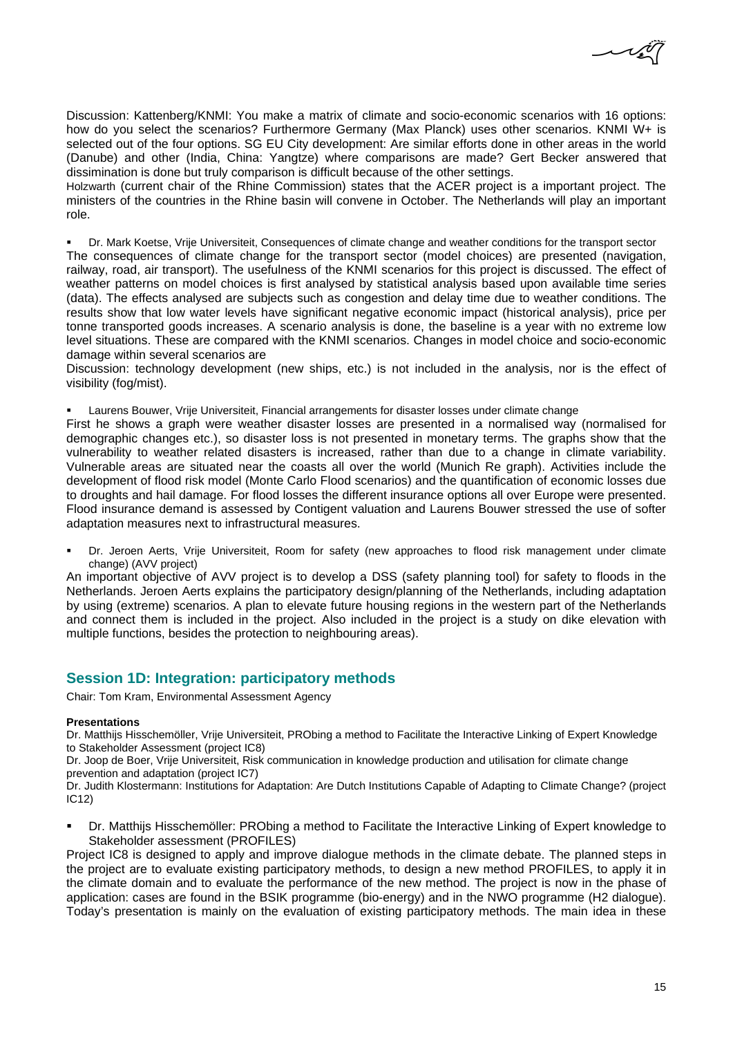Discussion: Kattenberg/KNMI: You make a matrix of climate and socio-economic scenarios with 16 options: how do you select the scenarios? Furthermore Germany (Max Planck) uses other scenarios. KNMI W+ is selected out of the four options. SG EU City development: Are similar efforts done in other areas in the world (Danube) and other (India, China: Yangtze) where comparisons are made? Gert Becker answered that dissimination is done but truly comparison is difficult because of the other settings.

Holzwarth (current chair of the Rhine Commission) states that the ACER project is a important project. The ministers of the countries in the Rhine basin will convene in October. The Netherlands will play an important role.

- Dr. Mark Koetse, Vrije Universiteit, Consequences of climate change and weather conditions for the transport sector

The consequences of climate change for the transport sector (model choices) are presented (navigation, railway, road, air transport). The usefulness of the KNMI scenarios for this project is discussed. The effect of weather patterns on model choices is first analysed by statistical analysis based upon available time series (data). The effects analysed are subjects such as congestion and delay time due to weather conditions. The results show that low water levels have significant negative economic impact (historical analysis), price per tonne transported goods increases. A scenario analysis is done, the baseline is a year with no extreme low level situations. These are compared with the KNMI scenarios. Changes in model choice and socio-economic damage within several scenarios are

Discussion: technology development (new ships, etc.) is not included in the analysis, nor is the effect of visibility (fog/mist).

- Laurens Bouwer, Vrije Universiteit, Financial arrangements for disaster losses under climate change

First he shows a graph were weather disaster losses are presented in a normalised way (normalised for demographic changes etc.), so disaster loss is not presented in monetary terms. The graphs show that the vulnerability to weather related disasters is increased, rather than due to a change in climate variability. Vulnerable areas are situated near the coasts all over the world (Munich Re graph). Activities include the development of flood risk model (Monte Carlo Flood scenarios) and the quantification of economic losses due to droughts and hail damage. For flood losses the different insurance options all over Europe were presented. Flood insurance demand is assessed by Contigent valuation and Laurens Bouwer stressed the use of softer adaptation measures next to infrastructural measures.

- Dr. Jeroen Aerts, Vrije Universiteit, Room for safety (new approaches to flood risk management under climate change) (AVV project)

An important objective of AVV project is to develop a DSS (safety planning tool) for safety to floods in the Netherlands. Jeroen Aerts explains the participatory design/planning of the Netherlands, including adaptation by using (extreme) scenarios. A plan to elevate future housing regions in the western part of the Netherlands and connect them is included in the project. Also included in the project is a study on dike elevation with multiple functions, besides the protection to neighbouring areas).

## Session 1D: Integration: participatory methods

Chair: Tom Kram, Environmental Assessment Agency

**Presentations**

Dr. Matthijs Hisschemöller, Vrije Universiteit, PRObing a method to Facilitate the Interactive Linking of Expert Knowledge to Stakeholder Assessment (project IC8)

Dr. Joop de Boer, Vrije Universiteit, Risk communication in knowledge production and utilisation for climate change prevention and adaptation (project IC7)

Dr. Judith Klostermann: Institutions for Adaptation: Are Dutch Institutions Capable of Adapting to Climate Change? (project IC12)

- Dr. Matthijs Hisschemöller: PRObing a method to Facilitate the Interactive Linking of Expert knowledge to Stakeholder assessment (PROFILES)

Project IC8 is designed to apply and improve dialogue methods in the climate debate. The planned steps in the project are to evaluate existing participatory methods, to design a new method PROFILES, to apply it in the climate domain and to evaluate the performance of the new method. The project is now in the phase of application: cases are found in the BSIK programme (bio-energy) and in the NWO programme (H2 dialogue). Today's presentation is mainly on the evaluation of existing participatory methods. The main idea in these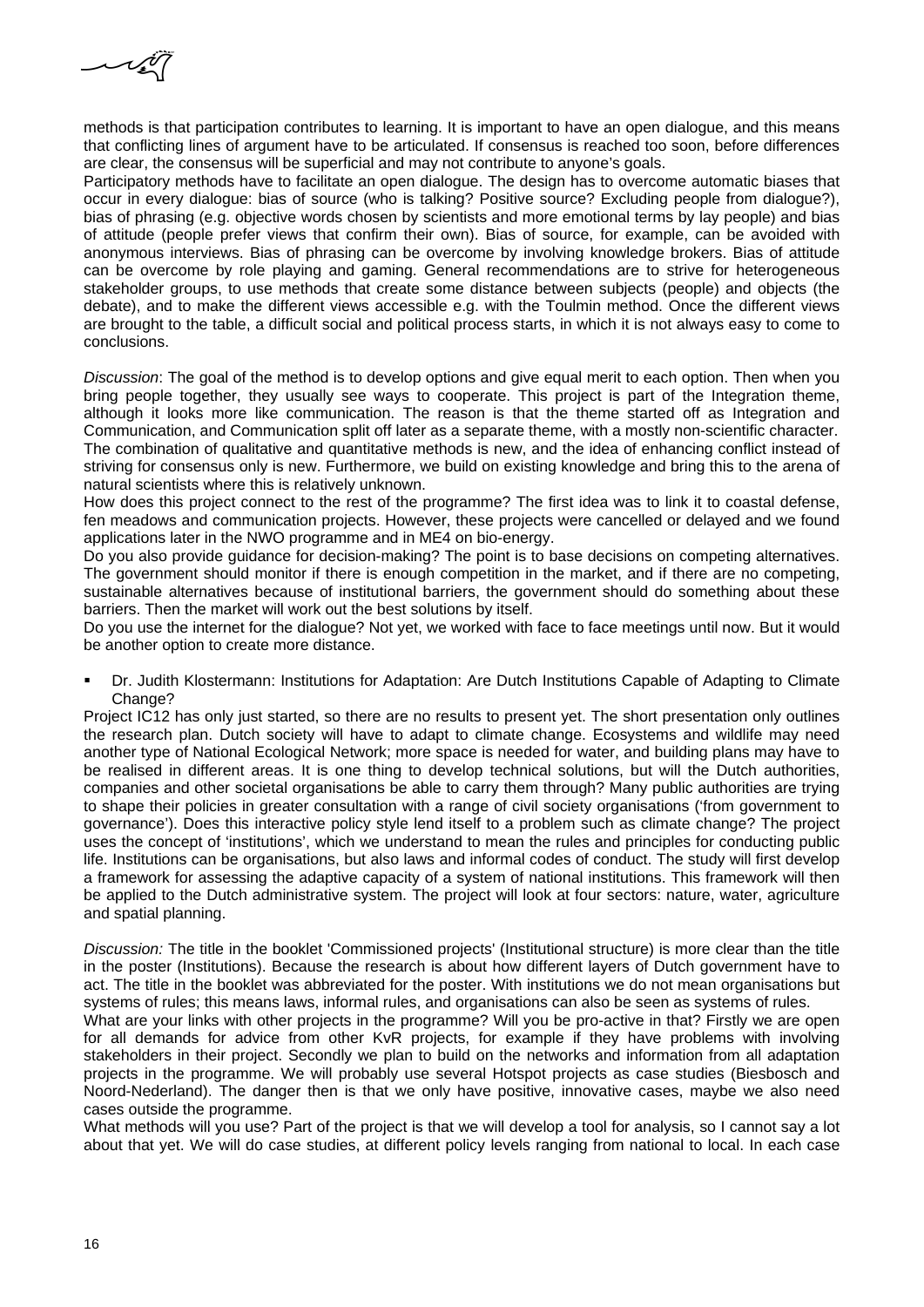methods is that participation contributes to learning. It is important to have an open dialogue, and this means that conflicting lines of argument have to be articulated. If consensus is reached too soon, before differences are clear, the consensus will be superficial and may not contribute to anyone's goals.

Participatory methods have to facilitate an open dialogue. The design has to overcome automatic biases that occur in every dialogue: bias of source (who is talking? Positive source? Excluding people from dialogue?), bias of phrasing (e.g. objective words chosen by scientists and more emotional terms by lay people) and bias of attitude (people prefer views that confirm their own). Bias of source, for example, can be avoided with anonymous interviews. Bias of phrasing can be overcome by involving knowledge brokers. Bias of attitude can be overcome by role playing and gaming. General recommendations are to strive for heterogeneous stakeholder groups, to use methods that create some distance between subjects (people) and objects (the debate), and to make the different views accessible e.g. with the Toulmin method. Once the different views are brought to the table, a difficult social and political process starts, in which it is not always easy to come to conclusions.

*Discussion*: The goal of the method is to develop options and give equal merit to each option. Then when you bring people together, they usually see ways to cooperate. This project is part of the Integration theme, although it looks more like communication. The reason is that the theme started off as Integration and Communication, and Communication split off later as a separate theme, with a mostly non-scientific character. The combination of qualitative and quantitative methods is new, and the idea of enhancing conflict instead of striving for consensus only is new. Furthermore, we build on existing knowledge and bring this to the arena of natural scientists where this is relatively unknown.

How does this project connect to the rest of the programme? The first idea was to link it to coastal defense, fen meadows and communication projects. However, these projects were cancelled or delayed and we found applications later in the NWO programme and in ME4 on bio-energy.

Do you also provide guidance for decision-making? The point is to base decisions on competing alternatives. The government should monitor if there is enough competition in the market, and if there are no competing, sustainable alternatives because of institutional barriers, the government should do something about these barriers. Then the market will work out the best solutions by itself.

Do you use the internet for the dialogue? Not yet, we worked with face to face meetings until now. But it would be another option to create more distance.

- Dr. Judith Klostermann: Institutions for Adaptation: Are Dutch Institutions Capable of Adapting to Climate Change?

Project IC12 has only just started, so there are no results to present yet. The short presentation only outlines the research plan. Dutch society will have to adapt to climate change. Ecosystems and wildlife may need another type of National Ecological Network; more space is needed for water, and building plans may have to be realised in different areas. It is one thing to develop technical solutions, but will the Dutch authorities, companies and other societal organisations be able to carry them through? Many public authorities are trying to shape their policies in greater consultation with a range of civil society organisations ('from government to governance'). Does this interactive policy style lend itself to a problem such as climate change? The project uses the concept of 'institutions', which we understand to mean the rules and principles for conducting public life. Institutions can be organisations, but also laws and informal codes of conduct. The study will first develop a framework for assessing the adaptive capacity of a system of national institutions. This framework will then be applied to the Dutch administrative system. The project will look at four sectors: nature, water, agriculture and spatial planning.

*Discussion:* The title in the booklet 'Commissioned projects' (Institutional structure) is more clear than the title in the poster (Institutions). Because the research is about how different layers of Dutch government have to act. The title in the booklet was abbreviated for the poster. With institutions we do not mean organisations but systems of rules; this means laws, informal rules, and organisations can also be seen as systems of rules.

What are your links with other projects in the programme? Will you be pro-active in that? Firstly we are open for all demands for advice from other KvR projects, for example if they have problems with involving stakeholders in their project. Secondly we plan to build on the networks and information from all adaptation projects in the programme. We will probably use several Hotspot projects as case studies (Biesbosch and Noord-Nederland). The danger then is that we only have positive, innovative cases, maybe we also need cases outside the programme.

What methods will you use? Part of the project is that we will develop a tool for analysis, so I cannot say a lot about that yet. We will do case studies, at different policy levels ranging from national to local. In each case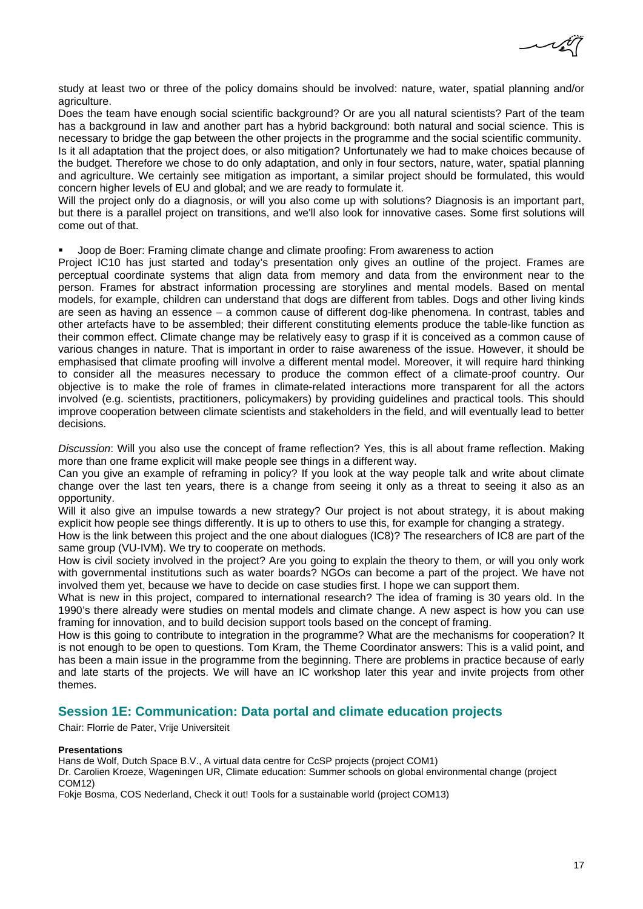study at least two or three of the policy domains should be involved: nature, water, spatial planning and/or agriculture.

Does the team have enough social scientific background? Or are you all natural scientists? Part of the team has a background in law and another part has a hybrid background: both natural and social science. This is necessary to bridge the gap between the other projects in the programme and the social scientific community.

Is it all adaptation that the project does, or also mitigation? Unfortunately we had to make choices because of the budget. Therefore we chose to do only adaptation, and only in four sectors, nature, water, spatial planning and agriculture. We certainly see mitigation as important, a similar project should be formulated, this would concern higher levels of EU and global; and we are ready to formulate it.

Will the project only do a diagnosis, or will you also come up with solutions? Diagnosis is an important part, but there is a parallel project on transitions, and we'll also look for innovative cases. Some first solutions will come out of that.

- Joop de Boer: Framing climate change and climate proofing: From awareness to action

Project IC10 has just started and today's presentation only gives an outline of the project. Frames are perceptual coordinate systems that align data from memory and data from the environment near to the person. Frames for abstract information processing are storylines and mental models. Based on mental models, for example, children can understand that dogs are different from tables. Dogs and other living kinds are seen as having an essence – a common cause of different dog-like phenomena. In contrast, tables and other artefacts have to be assembled; their different constituting elements produce the table-like function as their common effect. Climate change may be relatively easy to grasp if it is conceived as a common cause of various changes in nature. That is important in order to raise awareness of the issue. However, it should be emphasised that climate proofing will involve a different mental model. Moreover, it will require hard thinking to consider all the measures necessary to produce the common effect of a climate-proof country. Our objective is to make the role of frames in climate-related interactions more transparent for all the actors involved (e.g. scientists, practitioners, policymakers) by providing guidelines and practical tools. This should improve cooperation between climate scientists and stakeholders in the field, and will eventually lead to better decisions.

*Discussion*: Will you also use the concept of frame reflection? Yes, this is all about frame reflection. Making more than one frame explicit will make people see things in a different way.

Can you give an example of reframing in policy? If you look at the way people talk and write about climate change over the last ten years, there is a change from seeing it only as a threat to seeing it also as an opportunity.

Will it also give an impulse towards a new strategy? Our project is not about strategy, it is about making explicit how people see things differently. It is up to others to use this, for example for changing a strategy.

How is the link between this project and the one about dialogues (IC8)? The researchers of IC8 are part of the same group (VU-IVM). We try to cooperate on methods.

How is civil society involved in the project? Are you going to explain the theory to them, or will you only work with governmental institutions such as water boards? NGOs can become a part of the project. We have not involved them yet, because we have to decide on case studies first. I hope we can support them.

What is new in this project, compared to international research? The idea of framing is 30 years old. In the 1990's there already were studies on mental models and climate change. A new aspect is how you can use framing for innovation, and to build decision support tools based on the concept of framing.

How is this going to contribute to integration in the programme? What are the mechanisms for cooperation? It is not enough to be open to questions. Tom Kram, the Theme Coordinator answers: This is a valid point, and has been a main issue in the programme from the beginning. There are problems in practice because of early and late starts of the projects. We will have an IC workshop later this year and invite projects from other themes.

## Session 1E: Communication: Data portal and climate education projects

Chair: Florrie de Pater, Vrije Universiteit

**Presentations**

Hans de Wolf, Dutch Space B.V., A virtual data centre for CcSP projects (project COM1)

Dr. Carolien Kroeze, Wageningen UR, Climate education: Summer schools on global environmental change (project COM12)

Fokje Bosma, COS Nederland, Check it out! Tools for a sustainable world (project COM13)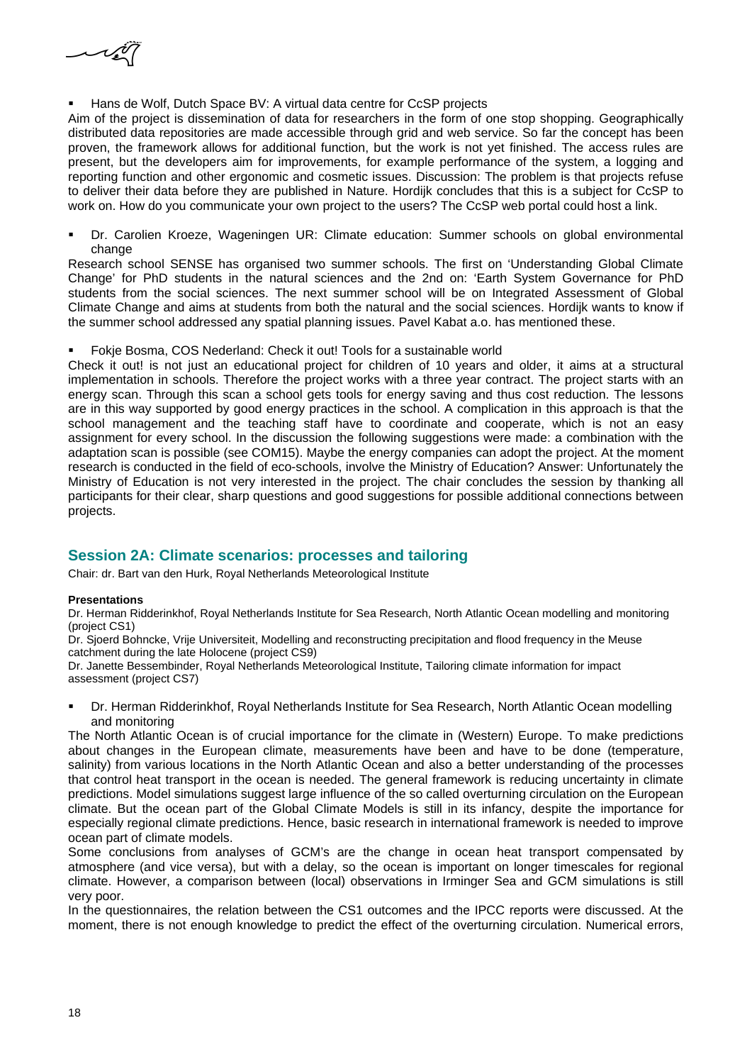- Hans de Wolf, Dutch Space BV: A virtual data centre for CcSP projects

Aim of the project is dissemination of data for researchers in the form of one stop shopping. Geographically distributed data repositories are made accessible through grid and web service. So far the concept has been proven, the framework allows for additional function, but the work is not yet finished. The access rules are present, but the developers aim for improvements, for example performance of the system, a logging and reporting function and other ergonomic and cosmetic issues. Discussion: The problem is that projects refuse to deliver their data before they are published in Nature. Hordijk concludes that this is a subject for CcSP to work on. How do you communicate your own project to the users? The CcSP web portal could host a link.

- Dr. Carolien Kroeze, Wageningen UR: Climate education: Summer schools on global environmental change

Research school SENSE has organised two summer schools. The first on 'Understanding Global Climate Change' for PhD students in the natural sciences and the 2nd on: 'Earth System Governance for PhD students from the social sciences. The next summer school will be on Integrated Assessment of Global Climate Change and aims at students from both the natural and the social sciences. Hordijk wants to know if the summer school addressed any spatial planning issues. Pavel Kabat a.o. has mentioned these.

- Fokje Bosma, COS Nederland: Check it out! Tools for a sustainable world

Check it out! is not just an educational project for children of 10 years and older, it aims at a structural implementation in schools. Therefore the project works with a three year contract. The project starts with an energy scan. Through this scan a school gets tools for energy saving and thus cost reduction. The lessons are in this way supported by good energy practices in the school. A complication in this approach is that the school management and the teaching staff have to coordinate and cooperate, which is not an easy assignment for every school. In the discussion the following suggestions were made: a combination with the adaptation scan is possible (see COM15). Maybe the energy companies can adopt the project. At the moment research is conducted in the field of eco-schools, involve the Ministry of Education? Answer: Unfortunately the Ministry of Education is not very interested in the project. The chair concludes the session by thanking all participants for their clear, sharp questions and good suggestions for possible additional connections between projects.

## Session 2A: Climate scenarios: processes and tailoring

Chair: dr. Bart van den Hurk, Royal Netherlands Meteorological Institute

**Presentations**

Dr. Herman Ridderinkhof, Royal Netherlands Institute for Sea Research, North Atlantic Ocean modelling and monitoring (project CS1)

Dr. Sjoerd Bohncke, Vrije Universiteit, Modelling and reconstructing precipitation and flood frequency in the Meuse catchment during the late Holocene (project CS9)

Dr. Janette Bessembinder, Royal Netherlands Meteorological Institute, Tailoring climate information for impact assessment (project CS7)

- Dr. Herman Ridderinkhof, Royal Netherlands Institute for Sea Research, North Atlantic Ocean modelling and monitoring

The North Atlantic Ocean is of crucial importance for the climate in (Western) Europe. To make predictions about changes in the European climate, measurements have been and have to be done (temperature, salinity) from various locations in the North Atlantic Ocean and also a better understanding of the processes that control heat transport in the ocean is needed. The general framework is reducing uncertainty in climate predictions. Model simulations suggest large influence of the so called overturning circulation on the European climate. But the ocean part of the Global Climate Models is still in its infancy, despite the importance for especially regional climate predictions. Hence, basic research in international framework is needed to improve ocean part of climate models.

Some conclusions from analyses of GCM's are the change in ocean heat transport compensated by atmosphere (and vice versa), but with a delay, so the ocean is important on longer timescales for regional climate. However, a comparison between (local) observations in Irminger Sea and GCM simulations is still very poor.

In the questionnaires, the relation between the CS1 outcomes and the IPCC reports were discussed. At the moment, there is not enough knowledge to predict the effect of the overturning circulation. Numerical errors,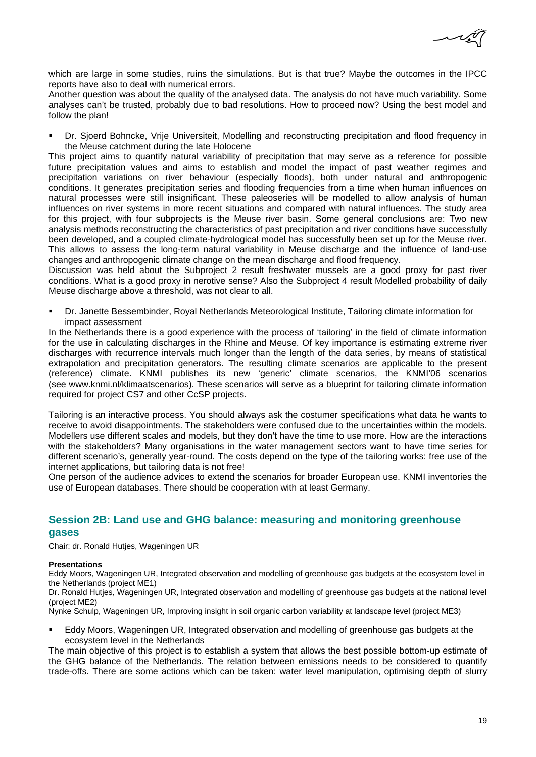which are large in some studies, ruins the simulations. But is that true? Maybe the outcomes in the IPCC reports have also to deal with numerical errors.
Another question was about the quality of the analysed data. The analysis do not have much variability. Some analyses can't be trusted, probably due to bad resolutions. How to proceed now? Using the best model and follow the plan!

- Dr. Sjoerd Bohncke, Vrije Universiteit, Modelling and reconstructing precipitation and flood frequency in the Meuse catchment during the late Holocene

This project aims to quantify natural variability of precipitation that may serve as a reference for possible future precipitation values and aims to establish and model the impact of past weather regimes and precipitation variations on river behaviour (especially floods), both under natural and anthropogenic conditions. It generates precipitation series and flooding frequencies from a time when human influences on natural processes were still insignificant. These paleoseries will be modelled to allow analysis of human influences on river systems in more recent situations and compared with natural influences. The study area for this project, with four subprojects is the Meuse river basin. Some general conclusions are: Two new analysis methods reconstructing the characteristics of past precipitation and river conditions have successfully been developed, and a coupled climate-hydrological model has successfully been set up for the Meuse river. This allows to assess the long-term natural variability in Meuse discharge and the influence of land-use changes and anthropogenic climate change on the mean discharge and flood frequency.
Discussion was held about the Subproject 2 result freshwater mussels are a good proxy for past river conditions. What is a good proxy in nerotive sense? Also the Subproject 4 result Modelled probability of daily Meuse discharge above a threshold, was not clear to all.

- Dr. Janette Bessembinder, Royal Netherlands Meteorological Institute, Tailoring climate information for impact assessment

In the Netherlands there is a good experience with the process of 'tailoring' in the field of climate information for the use in calculating discharges in the Rhine and Meuse. Of key importance is estimating extreme river discharges with recurrence intervals much longer than the length of the data series, by means of statistical extrapolation and precipitation generators. The resulting climate scenarios are applicable to the present (reference) climate. KNMI publishes its new 'generic' climate scenarios, the KNMI'06 scenarios (see www.knmi.nl/klimaatscenarios). These scenarios will serve as a blueprint for tailoring climate information required for project CS7 and other CcSP projects.

Tailoring is an interactive process. You should always ask the costumer specifications what data he wants to receive to avoid disappointments. The stakeholders were confused due to the uncertainties within the models. Modellers use different scales and models, but they don't have the time to use more. How are the interactions with the stakeholders? Many organisations in the water management sectors want to have time series for different scenario's, generally year-round. The costs depend on the type of the tailoring works: free use of the internet applications, but tailoring data is not free!
One person of the audience advices to extend the scenarios for broader European use. KNMI inventories the use of European databases. There should be cooperation with at least Germany.

## Session 2B: Land use and GHG balance: measuring and monitoring greenhouse gases

Chair: dr. Ronald Hutjes, Wageningen UR

**Presentations**

Eddy Moors, Wageningen UR, Integrated observation and modelling of greenhouse gas budgets at the ecosystem level in the Netherlands (project ME1)
Dr. Ronald Hutjes, Wageningen UR, Integrated observation and modelling of greenhouse gas budgets at the national level (project ME2)
Nynke Schulp, Wageningen UR, Improving insight in soil organic carbon variability at landscape level (project ME3)

- Eddy Moors, Wageningen UR, Integrated observation and modelling of greenhouse gas budgets at the ecosystem level in the Netherlands

The main objective of this project is to establish a system that allows the best possible bottom-up estimate of the GHG balance of the Netherlands. The relation between emissions needs to be considered to quantify trade-offs. There are some actions which can be taken: water level manipulation, optimising depth of slurry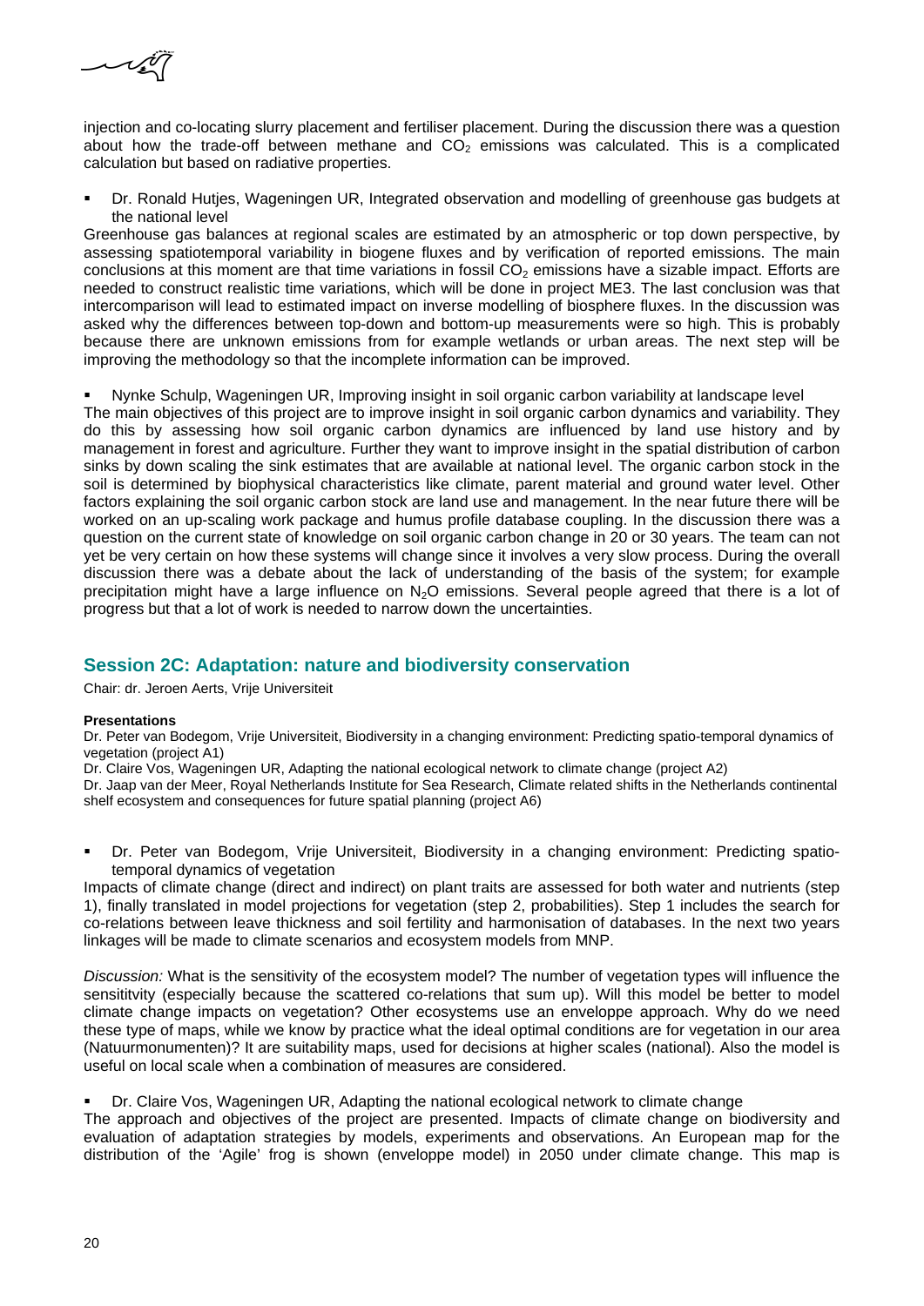injection and co-locating slurry placement and fertiliser placement. During the discussion there was a question about how the trade-off between methane and $CO_2$ emissions was calculated. This is a complicated calculation but based on radiative properties.

- Dr. Ronald Hutjes, Wageningen UR, Integrated observation and modelling of greenhouse gas budgets at the national level

Greenhouse gas balances at regional scales are estimated by an atmospheric or top down perspective, by assessing spatiotemporal variability in biogene fluxes and by verification of reported emissions. The main conclusions at this moment are that time variations in fossil $CO_2$ emissions have a sizable impact. Efforts are needed to construct realistic time variations, which will be done in project ME3. The last conclusion was that intercomparison will lead to estimated impact on inverse modelling of biosphere fluxes. In the discussion was asked why the differences between top-down and bottom-up measurements were so high. This is probably because there are unknown emissions from for example wetlands or urban areas. The next step will be improving the methodology so that the incomplete information can be improved.

- Nynke Schulp, Wageningen UR, Improving insight in soil organic carbon variability at landscape level

The main objectives of this project are to improve insight in soil organic carbon dynamics and variability. They do this by assessing how soil organic carbon dynamics are influenced by land use history and by management in forest and agriculture. Further they want to improve insight in the spatial distribution of carbon sinks by down scaling the sink estimates that are available at national level. The organic carbon stock in the soil is determined by biophysical characteristics like climate, parent material and ground water level. Other factors explaining the soil organic carbon stock are land use and management. In the near future there will be worked on an up-scaling work package and humus profile database coupling. In the discussion there was a question on the current state of knowledge on soil organic carbon change in 20 or 30 years. The team can not yet be very certain on how these systems will change since it involves a very slow process. During the overall discussion there was a debate about the lack of understanding of the basis of the system; for example precipitation might have a large influence on $N_2O$ emissions. Several people agreed that there is a lot of progress but that a lot of work is needed to narrow down the uncertainties.

## Session 2C: Adaptation: nature and biodiversity conservation

Chair: dr. Jeroen Aerts, Vrije Universiteit

**Presentations**

Dr. Peter van Bodegom, Vrije Universiteit, Biodiversity in a changing environment: Predicting spatio-temporal dynamics of vegetation (project A1)

Dr. Claire Vos, Wageningen UR, Adapting the national ecological network to climate change (project A2)

Dr. Jaap van der Meer, Royal Netherlands Institute for Sea Research, Climate related shifts in the Netherlands continental shelf ecosystem and consequences for future spatial planning (project A6)

- Dr. Peter van Bodegom, Vrije Universiteit, Biodiversity in a changing environment: Predicting spatio-temporal dynamics of vegetation

Impacts of climate change (direct and indirect) on plant traits are assessed for both water and nutrients (step 1), finally translated in model projections for vegetation (step 2, probabilities). Step 1 includes the search for co-relations between leave thickness and soil fertility and harmonisation of databases. In the next two years linkages will be made to climate scenarios and ecosystem models from MNP.

*Discussion:* What is the sensitivity of the ecosystem model? The number of vegetation types will influence the sensititvity (especially because the scattered co-relations that sum up). Will this model be better to model climate change impacts on vegetation? Other ecosystems use an enveloppe approach. Why do we need these type of maps, while we know by practice what the ideal optimal conditions are for vegetation in our area (Natuurmonumenten)? It are suitability maps, used for decisions at higher scales (national). Also the model is useful on local scale when a combination of measures are considered.

- Dr. Claire Vos, Wageningen UR, Adapting the national ecological network to climate change

The approach and objectives of the project are presented. Impacts of climate change on biodiversity and evaluation of adaptation strategies by models, experiments and observations. An European map for the distribution of the 'Agile' frog is shown (enveloppe model) in 2050 under climate change. This map is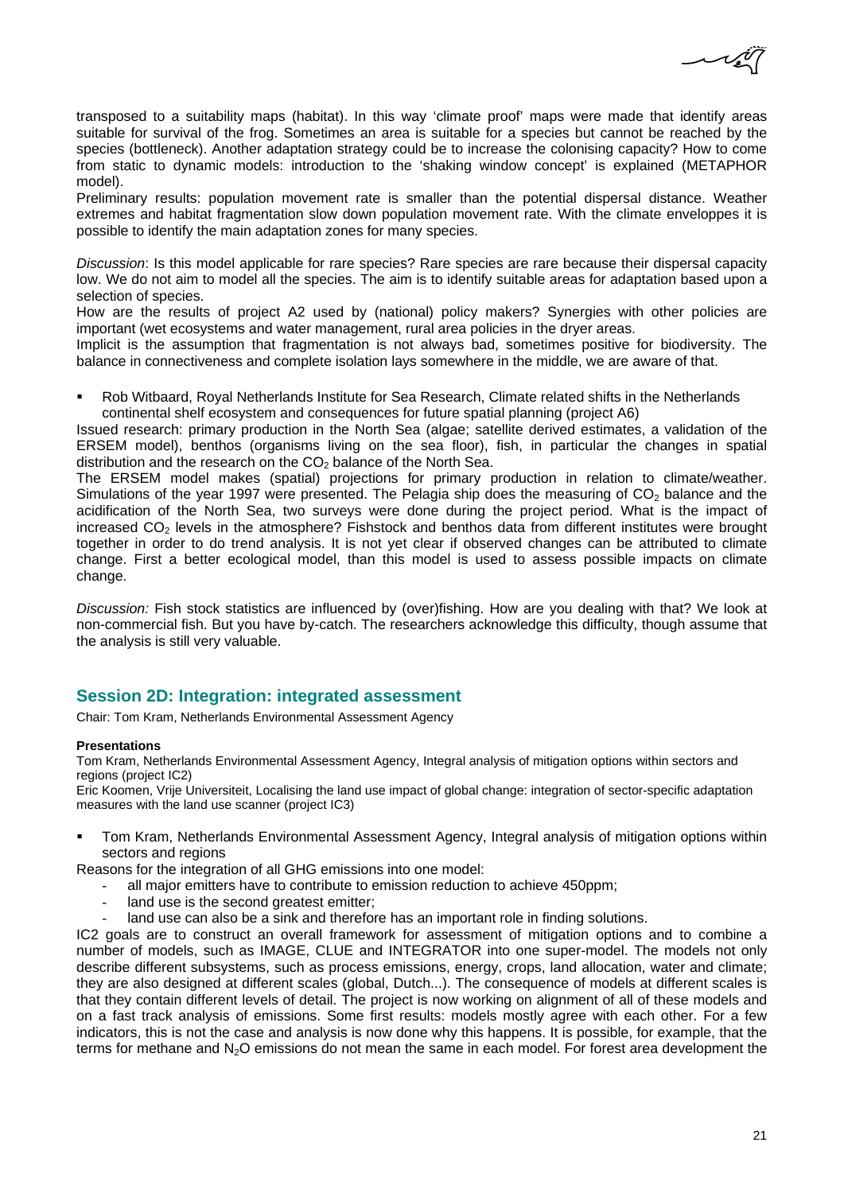transposed to a suitability maps (habitat). In this way 'climate proof' maps were made that identify areas suitable for survival of the frog. Sometimes an area is suitable for a species but cannot be reached by the species (bottleneck). Another adaptation strategy could be to increase the colonising capacity? How to come from static to dynamic models: introduction to the 'shaking window concept' is explained (METAPHOR model).
Preliminary results: population movement rate is smaller than the potential dispersal distance. Weather extremes and habitat fragmentation slow down population movement rate. With the climate enveloppes it is possible to identify the main adaptation zones for many species.

*Discussion*: Is this model applicable for rare species? Rare species are rare because their dispersal capacity low. We do not aim to model all the species. The aim is to identify suitable areas for adaptation based upon a selection of species.
How are the results of project A2 used by (national) policy makers? Synergies with other policies are important (wet ecosystems and water management, rural area policies in the dryer areas.
Implicit is the assumption that fragmentation is not always bad, sometimes positive for biodiversity. The balance in connectiveness and complete isolation lays somewhere in the middle, we are aware of that.

- Rob Witbaard, Royal Netherlands Institute for Sea Research, Climate related shifts in the Netherlands continental shelf ecosystem and consequences for future spatial planning (project A6)

Issued research: primary production in the North Sea (algae; satellite derived estimates, a validation of the ERSEM model), benthos (organisms living on the sea floor), fish, in particular the changes in spatial distribution and the research on the $CO_2$ balance of the North Sea.
The ERSEM model makes (spatial) projections for primary production in relation to climate/weather. Simulations of the year 1997 were presented. The Pelagia ship does the measuring of $CO_2$ balance and the acidification of the North Sea, two surveys were done during the project period. What is the impact of increased $CO_2$ levels in the atmosphere? Fishstock and benthos data from different institutes were brought together in order to do trend analysis. It is not yet clear if observed changes can be attributed to climate change. First a better ecological model, than this model is used to assess possible impacts on climate change.

*Discussion:* Fish stock statistics are influenced by (over)fishing. How are you dealing with that? We look at non-commercial fish. But you have by-catch. The researchers acknowledge this difficulty, though assume that the analysis is still very valuable.

## Session 2D: Integration: integrated assessment

Chair: Tom Kram, Netherlands Environmental Assessment Agency

**Presentations**

Tom Kram, Netherlands Environmental Assessment Agency, Integral analysis of mitigation options within sectors and regions (project IC2)
Eric Koomen, Vrije Universiteit, Localising the land use impact of global change: integration of sector-specific adaptation measures with the land use scanner (project IC3)

- Tom Kram, Netherlands Environmental Assessment Agency, Integral analysis of mitigation options within sectors and regions

Reasons for the integration of all GHG emissions into one model:

- all major emitters have to contribute to emission reduction to achieve 450ppm;
- land use is the second greatest emitter;
- land use can also be a sink and therefore has an important role in finding solutions.

IC2 goals are to construct an overall framework for assessment of mitigation options and to combine a number of models, such as IMAGE, CLUE and INTEGRATOR into one super-model. The models not only describe different subsystems, such as process emissions, energy, crops, land allocation, water and climate; they are also designed at different scales (global, Dutch...). The consequence of models at different scales is that they contain different levels of detail. The project is now working on alignment of all of these models and on a fast track analysis of emissions. Some first results: models mostly agree with each other. For a few indicators, this is not the case and analysis is now done why this happens. It is possible, for example, that the terms for methane and $N_2O$ emissions do not mean the same in each model. For forest area development the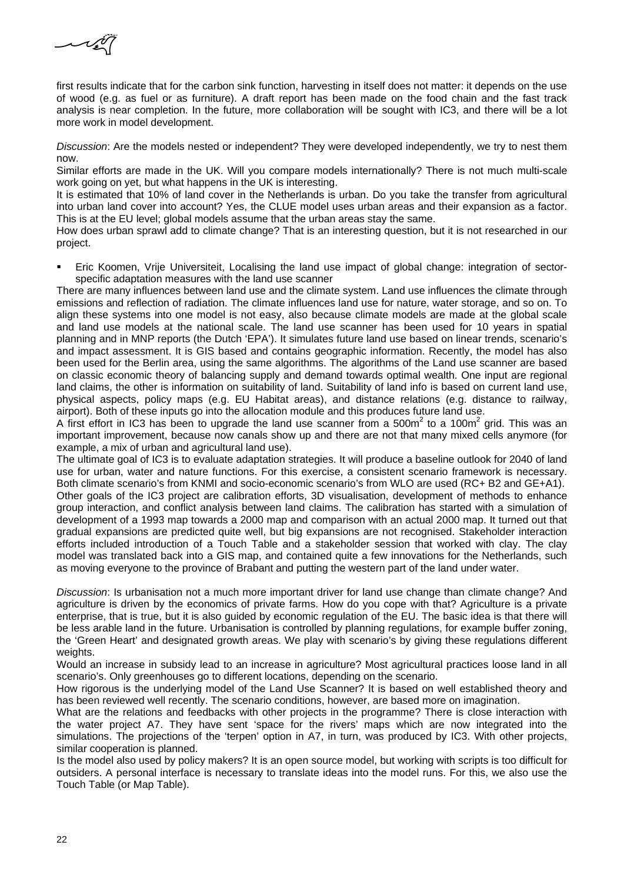first results indicate that for the carbon sink function, harvesting in itself does not matter: it depends on the use of wood (e.g. as fuel or as furniture). A draft report has been made on the food chain and the fast track analysis is near completion. In the future, more collaboration will be sought with IC3, and there will be a lot more work in model development.

*Discussion*: Are the models nested or independent? They were developed independently, we try to nest them now.

Similar efforts are made in the UK. Will you compare models internationally? There is not much multi-scale work going on yet, but what happens in the UK is interesting.

It is estimated that 10% of land cover in the Netherlands is urban. Do you take the transfer from agricultural into urban land cover into account? Yes, the CLUE model uses urban areas and their expansion as a factor. This is at the EU level; global models assume that the urban areas stay the same.

How does urban sprawl add to climate change? That is an interesting question, but it is not researched in our project.

- Eric Koomen, Vrije Universiteit, Localising the land use impact of global change: integration of sector-specific adaptation measures with the land use scanner

There are many influences between land use and the climate system. Land use influences the climate through emissions and reflection of radiation. The climate influences land use for nature, water storage, and so on. To align these systems into one model is not easy, also because climate models are made at the global scale and land use models at the national scale. The land use scanner has been used for 10 years in spatial planning and in MNP reports (the Dutch 'EPA'). It simulates future land use based on linear trends, scenario's and impact assessment. It is GIS based and contains geographic information. Recently, the model has also been used for the Berlin area, using the same algorithms. The algorithms of the Land use scanner are based on classic economic theory of balancing supply and demand towards optimal wealth. One input are regional land claims, the other is information on suitability of land. Suitability of land info is based on current land use, physical aspects, policy maps (e.g. EU Habitat areas), and distance relations (e.g. distance to railway, airport). Both of these inputs go into the allocation module and this produces future land use.

A first effort in IC3 has been to upgrade the land use scanner from a $500m^2$ to a $100m^2$ grid. This was an important improvement, because now canals show up and there are not that many mixed cells anymore (for example, a mix of urban and agricultural land use).

The ultimate goal of IC3 is to evaluate adaptation strategies. It will produce a baseline outlook for 2040 of land use for urban, water and nature functions. For this exercise, a consistent scenario framework is necessary. Both climate scenario's from KNMI and socio-economic scenario's from WLO are used (RC+ B2 and GE+A1).

Other goals of the IC3 project are calibration efforts, 3D visualisation, development of methods to enhance group interaction, and conflict analysis between land claims. The calibration has started with a simulation of development of a 1993 map towards a 2000 map and comparison with an actual 2000 map. It turned out that gradual expansions are predicted quite well, but big expansions are not recognised. Stakeholder interaction efforts included introduction of a Touch Table and a stakeholder session that worked with clay. The clay model was translated back into a GIS map, and contained quite a few innovations for the Netherlands, such as moving everyone to the province of Brabant and putting the western part of the land under water.

*Discussion*: Is urbanisation not a much more important driver for land use change than climate change? And agriculture is driven by the economics of private farms. How do you cope with that? Agriculture is a private enterprise, that is true, but it is also guided by economic regulation of the EU. The basic idea is that there will be less arable land in the future. Urbanisation is controlled by planning regulations, for example buffer zoning, the 'Green Heart' and designated growth areas. We play with scenario's by giving these regulations different weights.

Would an increase in subsidy lead to an increase in agriculture? Most agricultural practices loose land in all scenario's. Only greenhouses go to different locations, depending on the scenario.

How rigorous is the underlying model of the Land Use Scanner? It is based on well established theory and has been reviewed well recently. The scenario conditions, however, are based more on imagination.

What are the relations and feedbacks with other projects in the programme? There is close interaction with the water project A7. They have sent 'space for the rivers' maps which are now integrated into the simulations. The projections of the 'terpen' option in A7, in turn, was produced by IC3. With other projects, similar cooperation is planned.

Is the model also used by policy makers? It is an open source model, but working with scripts is too difficult for outsiders. A personal interface is necessary to translate ideas into the model runs. For this, we also use the Touch Table (or Map Table).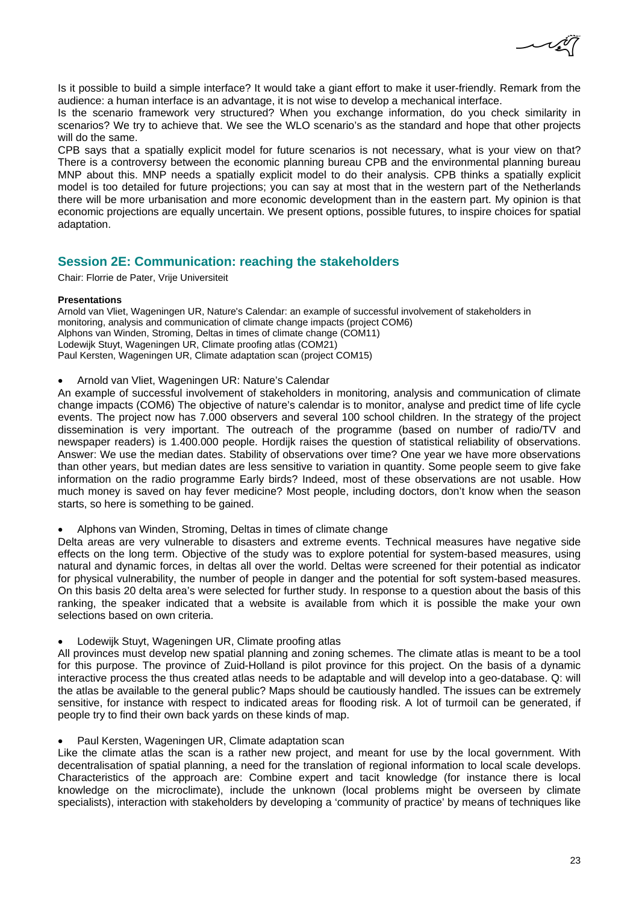Is it possible to build a simple interface? It would take a giant effort to make it user-friendly. Remark from the audience: a human interface is an advantage, it is not wise to develop a mechanical interface.
Is the scenario framework very structured? When you exchange information, do you check similarity in scenarios? We try to achieve that. We see the WLO scenario's as the standard and hope that other projects will do the same.
CPB says that a spatially explicit model for future scenarios is not necessary, what is your view on that? There is a controversy between the economic planning bureau CPB and the environmental planning bureau MNP about this. MNP needs a spatially explicit model to do their analysis. CPB thinks a spatially explicit model is too detailed for future projections; you can say at most that in the western part of the Netherlands there will be more urbanisation and more economic development than in the eastern part. My opinion is that economic projections are equally uncertain. We present options, possible futures, to inspire choices for spatial adaptation.

## Session 2E: Communication: reaching the stakeholders

Chair: Florrie de Pater, Vrije Universiteit

**Presentations**

Arnold van Vliet, Wageningen UR, Nature's Calendar: an example of successful involvement of stakeholders in monitoring, analysis and communication of climate change impacts (project COM6)
Alphons van Winden, Stroming, Deltas in times of climate change (COM11)
Lodewijk Stuyt, Wageningen UR, Climate proofing atlas (COM21)
Paul Kersten, Wageningen UR, Climate adaptation scan (project COM15)

- Arnold van Vliet, Wageningen UR: Nature's Calendar

An example of successful involvement of stakeholders in monitoring, analysis and communication of climate change impacts (COM6) The objective of nature's calendar is to monitor, analyse and predict time of life cycle events. The project now has 7.000 observers and several 100 school children. In the strategy of the project dissemination is very important. The outreach of the programme (based on number of radio/TV and newspaper readers) is 1.400.000 people. Hordijk raises the question of statistical reliability of observations. Answer: We use the median dates. Stability of observations over time? One year we have more observations than other years, but median dates are less sensitive to variation in quantity. Some people seem to give fake information on the radio programme Early birds? Indeed, most of these observations are not usable. How much money is saved on hay fever medicine? Most people, including doctors, don't know when the season starts, so here is something to be gained.

- Alphons van Winden, Stroming, Deltas in times of climate change

Delta areas are very vulnerable to disasters and extreme events. Technical measures have negative side effects on the long term. Objective of the study was to explore potential for system-based measures, using natural and dynamic forces, in deltas all over the world. Deltas were screened for their potential as indicator for physical vulnerability, the number of people in danger and the potential for soft system-based measures. On this basis 20 delta area's were selected for further study. In response to a question about the basis of this ranking, the speaker indicated that a website is available from which it is possible the make your own selections based on own criteria.

- Lodewijk Stuyt, Wageningen UR, Climate proofing atlas

All provinces must develop new spatial planning and zoning schemes. The climate atlas is meant to be a tool for this purpose. The province of Zuid-Holland is pilot province for this project. On the basis of a dynamic interactive process the thus created atlas needs to be adaptable and will develop into a geo-database. Q: will the atlas be available to the general public? Maps should be cautiously handled. The issues can be extremely sensitive, for instance with respect to indicated areas for flooding risk. A lot of turmoil can be generated, if people try to find their own back yards on these kinds of map.

- Paul Kersten, Wageningen UR, Climate adaptation scan

Like the climate atlas the scan is a rather new project, and meant for use by the local government. With decentralisation of spatial planning, a need for the translation of regional information to local scale develops. Characteristics of the approach are: Combine expert and tacit knowledge (for instance there is local knowledge on the microclimate), include the unknown (local problems might be overseen by climate specialists), interaction with stakeholders by developing a 'community of practice' by means of techniques like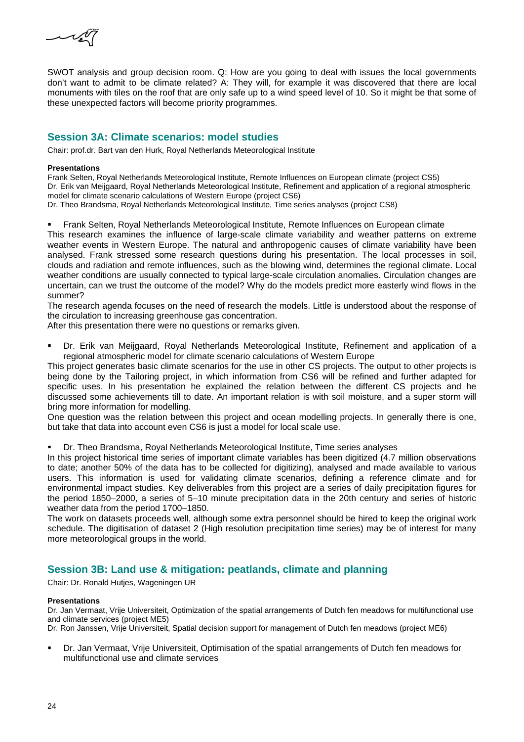SWOT analysis and group decision room. Q: How are you going to deal with issues the local governments don't want to admit to be climate related? A: They will, for example it was discovered that there are local monuments with tiles on the roof that are only safe up to a wind speed level of 10. So it might be that some of these unexpected factors will become priority programmes.

## Session 3A: Climate scenarios: model studies

Chair: prof.dr. Bart van den Hurk, Royal Netherlands Meteorological Institute

**Presentations**

Frank Selten, Royal Netherlands Meteorological Institute, Remote Influences on European climate (project CS5)
Dr. Erik van Meijgaard, Royal Netherlands Meteorological Institute, Refinement and application of a regional atmospheric model for climate scenario calculations of Western Europe (project CS6)
Dr. Theo Brandsma, Royal Netherlands Meteorological Institute, Time series analyses (project CS8)

- Frank Selten, Royal Netherlands Meteorological Institute, Remote Influences on European climate

This research examines the influence of large-scale climate variability and weather patterns on extreme weather events in Western Europe. The natural and anthropogenic causes of climate variability have been analysed. Frank stressed some research questions during his presentation. The local processes in soil, clouds and radiation and remote influences, such as the blowing wind, determines the regional climate. Local weather conditions are usually connected to typical large-scale circulation anomalies. Circulation changes are uncertain, can we trust the outcome of the model? Why do the models predict more easterly wind flows in the summer?

The research agenda focuses on the need of research the models. Little is understood about the response of the circulation to increasing greenhouse gas concentration.

After this presentation there were no questions or remarks given.

- Dr. Erik van Meijgaard, Royal Netherlands Meteorological Institute, Refinement and application of a regional atmospheric model for climate scenario calculations of Western Europe

This project generates basic climate scenarios for the use in other CS projects. The output to other projects is being done by the Tailoring project, in which information from CS6 will be refined and further adapted for specific uses. In his presentation he explained the relation between the different CS projects and he discussed some achievements till to date. An important relation is with soil moisture, and a super storm will bring more information for modelling.

One question was the relation between this project and ocean modelling projects. In generally there is one, but take that data into account even CS6 is just a model for local scale use.

- Dr. Theo Brandsma, Royal Netherlands Meteorological Institute, Time series analyses

In this project historical time series of important climate variables has been digitized (4.7 million observations to date; another 50% of the data has to be collected for digitizing), analysed and made available to various users. This information is used for validating climate scenarios, defining a reference climate and for environmental impact studies. Key deliverables from this project are a series of daily precipitation figures for the period 1850–2000, a series of 5–10 minute precipitation data in the 20th century and series of historic weather data from the period 1700–1850.

The work on datasets proceeds well, although some extra personnel should be hired to keep the original work schedule. The digitisation of dataset 2 (High resolution precipitation time series) may be of interest for many more meteorological groups in the world.

## Session 3B: Land use & mitigation: peatlands, climate and planning

Chair: Dr. Ronald Hutjes, Wageningen UR

**Presentations**

Dr. Jan Vermaat, Vrije Universiteit, Optimization of the spatial arrangements of Dutch fen meadows for multifunctional use and climate services (project ME5)
Dr. Ron Janssen, Vrije Universiteit, Spatial decision support for management of Dutch fen meadows (project ME6)

- Dr. Jan Vermaat, Vrije Universiteit, Optimisation of the spatial arrangements of Dutch fen meadows for multifunctional use and climate services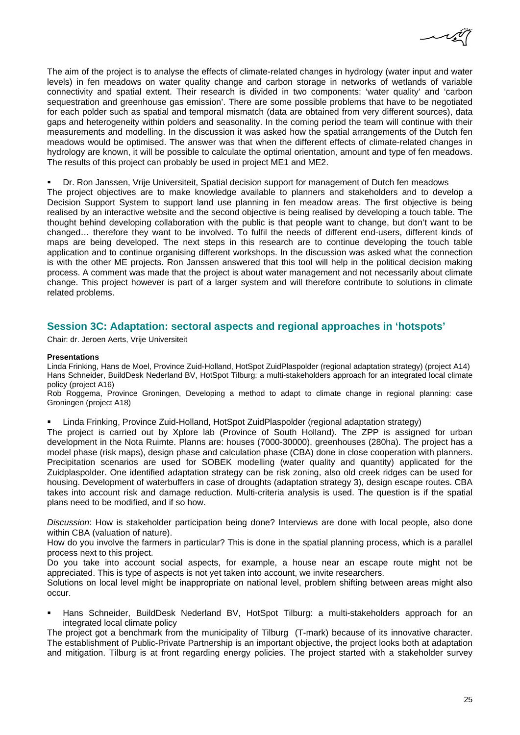The aim of the project is to analyse the effects of climate-related changes in hydrology (water input and water levels) in fen meadows on water quality change and carbon storage in networks of wetlands of variable connectivity and spatial extent. Their research is divided in two components: 'water quality' and 'carbon sequestration and greenhouse gas emission'. There are some possible problems that have to be negotiated for each polder such as spatial and temporal mismatch (data are obtained from very different sources), data gaps and heterogeneity within polders and seasonality. In the coming period the team will continue with their measurements and modelling. In the discussion it was asked how the spatial arrangements of the Dutch fen meadows would be optimised. The answer was that when the different effects of climate-related changes in hydrology are known, it will be possible to calculate the optimal orientation, amount and type of fen meadows. The results of this project can probably be used in project ME1 and ME2.

- Dr. Ron Janssen, Vrije Universiteit, Spatial decision support for management of Dutch fen meadows

The project objectives are to make knowledge available to planners and stakeholders and to develop a Decision Support System to support land use planning in fen meadow areas. The first objective is being realised by an interactive website and the second objective is being realised by developing a touch table. The thought behind developing collaboration with the public is that people want to change, but don't want to be changed… therefore they want to be involved. To fulfil the needs of different end-users, different kinds of maps are being developed. The next steps in this research are to continue developing the touch table application and to continue organising different workshops. In the discussion was asked what the connection is with the other ME projects. Ron Janssen answered that this tool will help in the political decision making process. A comment was made that the project is about water management and not necessarily about climate change. This project however is part of a larger system and will therefore contribute to solutions in climate related problems.

## Session 3C: Adaptation: sectoral aspects and regional approaches in 'hotspots'

Chair: dr. Jeroen Aerts, Vrije Universiteit

**Presentations**

Linda Frinking, Hans de Moel, Province Zuid-Holland, HotSpot ZuidPlaspolder (regional adaptation strategy) (project A14)
Hans Schneider, BuildDesk Nederland BV, HotSpot Tilburg: a multi-stakeholders approach for an integrated local climate policy (project A16)
Rob Roggema, Province Groningen, Developing a method to adapt to climate change in regional planning: case Groningen (project A18)

- Linda Frinking, Province Zuid-Holland, HotSpot ZuidPlaspolder (regional adaptation strategy)

The project is carried out by Xplore lab (Province of South Holland). The ZPP is assigned for urban development in the Nota Ruimte. Planns are: houses (7000-30000), greenhouses (280ha). The project has a model phase (risk maps), design phase and calculation phase (CBA) done in close cooperation with planners. Precipitation scenarios are used for SOBEK modelling (water quality and quantity) applied for the Zuidplaspolder. One identified adaptation strategy can be risk zoning, also old creek ridges can be used for housing. Development of waterbuffers in case of droughts (adaptation strategy 3), design escape routes. CBA takes into account risk and damage reduction. Multi-criteria analysis is used. The question is if the spatial plans need to be modified, and if so how.

*Discussion*: How is stakeholder participation being done? Interviews are done with local people, also done within CBA (valuation of nature).

How do you involve the farmers in particular? This is done in the spatial planning process, which is a parallel process next to this project.

Do you take into account social aspects, for example, a house near an escape route might not be appreciated. This is type of aspects is not yet taken into account, we invite researchers.

Solutions on local level might be inappropriate on national level, problem shifting between areas might also occur.

- Hans Schneider, BuildDesk Nederland BV, HotSpot Tilburg: a multi-stakeholders approach for an integrated local climate policy

The project got a benchmark from the municipality of Tilburg (T-mark) because of its innovative character. The establishment of Public-Private Partnership is an important objective, the project looks both at adaptation and mitigation. Tilburg is at front regarding energy policies. The project started with a stakeholder survey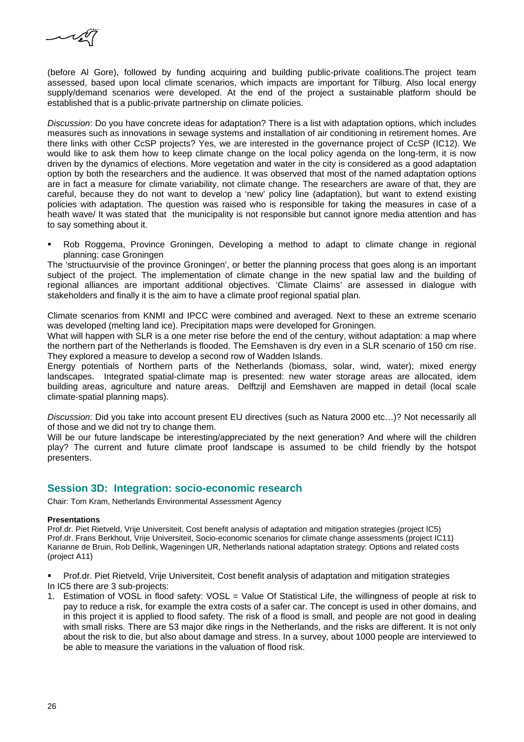(before Al Gore), followed by funding acquiring and building public-private coalitions.The project team assessed, based upon local climate scenarios, which impacts are important for Tilburg. Also local energy supply/demand scenarios were developed. At the end of the project a sustainable platform should be established that is a public-private partnership on climate policies.

*Discussion*: Do you have concrete ideas for adaptation? There is a list with adaptation options, which includes measures such as innovations in sewage systems and installation of air conditioning in retirement homes. Are there links with other CcSP projects? Yes, we are interested in the governance project of CcSP (IC12). We would like to ask them how to keep climate change on the local policy agenda on the long-term, it is now driven by the dynamics of elections. More vegetation and water in the city is considered as a good adaptation option by both the researchers and the audience. It was observed that most of the named adaptation options are in fact a measure for climate variability, not climate change. The researchers are aware of that, they are careful, because they do not want to develop a 'new' policy line (adaptation), but want to extend existing policies with adaptation. The question was raised who is responsible for taking the measures in case of a heath wave/ It was stated that the municipality is not responsible but cannot ignore media attention and has to say something about it.

- Rob Roggema, Province Groningen, Developing a method to adapt to climate change in regional planning: case Groningen

The 'structuurvisie of the province Groningen', or better the planning process that goes along is an important subject of the project. The implementation of climate change in the new spatial law and the building of regional alliances are important additional objectives. 'Climate Claims' are assessed in dialogue with stakeholders and finally it is the aim to have a climate proof regional spatial plan.

Climate scenarios from KNMI and IPCC were combined and averaged. Next to these an extreme scenario was developed (melting land ice). Precipitation maps were developed for Groningen.
What will happen with SLR is a one meter rise before the end of the century, without adaptation: a map where the northern part of the Netherlands is flooded. The Eemshaven is dry even in a SLR scenario of 150 cm rise. They explored a measure to develop a second row of Wadden Islands.
Energy potentials of Northern parts of the Netherlands (biomass, solar, wind, water); mixed energy landscapes. Integrated spatial-climate map is presented: new water storage areas are allocated, idem building areas, agriculture and nature areas. Delftzijl and Eemshaven are mapped in detail (local scale climate-spatial planning maps).

*Discussion*: Did you take into account present EU directives (such as Natura 2000 etc…)? Not necessarily all of those and we did not try to change them.
Will be our future landscape be interesting/appreciated by the next generation? And where will the children play? The current and future climate proof landscape is assumed to be child friendly by the hotspot presenters.

## Session 3D: Integration: socio-economic research

Chair: Tom Kram, Netherlands Environmental Assessment Agency

**Presentations**

Prof.dr. Piet Rietveld, Vrije Universiteit, Cost benefit analysis of adaptation and mitigation strategies (project IC5)
Prof.dr. Frans Berkhout, Vrije Universiteit, Socio-economic scenarios for climate change assessments (project IC11)
Karianne de Bruin, Rob Dellink, Wageningen UR, Netherlands national adaptation strategy: Options and related costs (project A11)

- Prof.dr. Piet Rietveld, Vrije Universiteit, Cost benefit analysis of adaptation and mitigation strategies

In IC5 there are 3 sub-projects:

1. Estimation of VOSL in flood safety: VOSL = Value Of Statistical Life, the willingness of people at risk to pay to reduce a risk, for example the extra costs of a safer car. The concept is used in other domains, and in this project it is applied to flood safety. The risk of a flood is small, and people are not good in dealing with small risks. There are 53 major dike rings in the Netherlands, and the risks are different. It is not only about the risk to die, but also about damage and stress. In a survey, about 1000 people are interviewed to be able to measure the variations in the valuation of flood risk.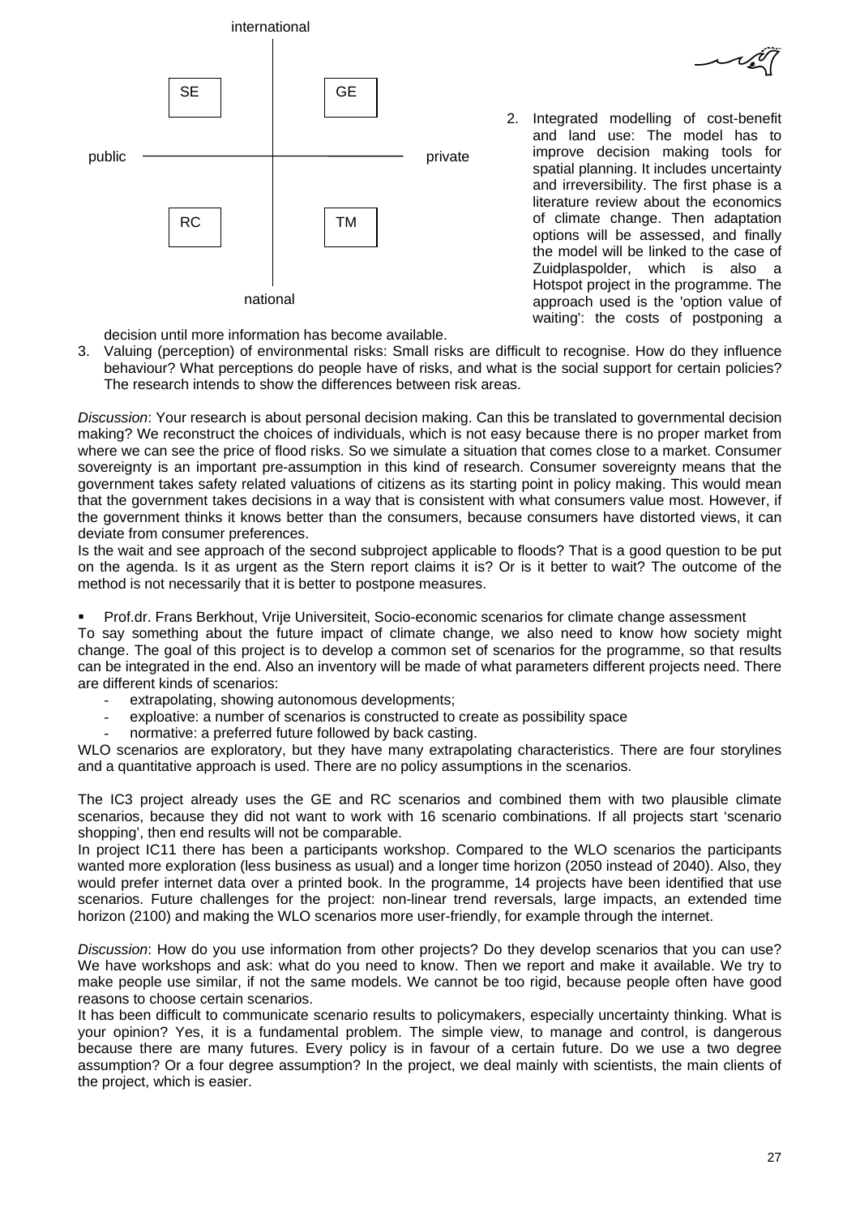international

| | public / private | |
|---|---|---|
| SE | | GE |
| RC | | TM |

public — private

national

2. Integrated modelling of cost-benefit and land use: The model has to improve decision making tools for spatial planning. It includes uncertainty and irreversibility. The first phase is a literature review about the economics of climate change. Then adaptation options will be assessed, and finally the model will be linked to the case of Zuidplaspolder, which is also a Hotspot project in the programme. The approach used is the 'option value of waiting': the costs of postponing a decision until more information has become available.
3. Valuing (perception) of environmental risks: Small risks are difficult to recognise. How do they influence behaviour? What perceptions do people have of risks, and what is the social support for certain policies? The research intends to show the differences between risk areas.

*Discussion*: Your research is about personal decision making. Can this be translated to governmental decision making? We reconstruct the choices of individuals, which is not easy because there is no proper market from where we can see the price of flood risks. So we simulate a situation that comes close to a market. Consumer sovereignty is an important pre-assumption in this kind of research. Consumer sovereignty means that the government takes safety related valuations of citizens as its starting point in policy making. This would mean that the government takes decisions in a way that is consistent with what consumers value most. However, if the government thinks it knows better than the consumers, because consumers have distorted views, it can deviate from consumer preferences.
Is the wait and see approach of the second subproject applicable to floods? That is a good question to be put on the agenda. Is it as urgent as the Stern report claims it is? Or is it better to wait? The outcome of the method is not necessarily that it is better to postpone measures.

- Prof.dr. Frans Berkhout, Vrije Universiteit, Socio-economic scenarios for climate change assessment

To say something about the future impact of climate change, we also need to know how society might change. The goal of this project is to develop a common set of scenarios for the programme, so that results can be integrated in the end. Also an inventory will be made of what parameters different projects need. There are different kinds of scenarios:

- extrapolating, showing autonomous developments;
- exploative: a number of scenarios is constructed to create as possibility space
- normative: a preferred future followed by back casting.

WLO scenarios are exploratory, but they have many extrapolating characteristics. There are four storylines and a quantitative approach is used. There are no policy assumptions in the scenarios.

The IC3 project already uses the GE and RC scenarios and combined them with two plausible climate scenarios, because they did not want to work with 16 scenario combinations. If all projects start 'scenario shopping', then end results will not be comparable.
In project IC11 there has been a participants workshop. Compared to the WLO scenarios the participants wanted more exploration (less business as usual) and a longer time horizon (2050 instead of 2040). Also, they would prefer internet data over a printed book. In the programme, 14 projects have been identified that use scenarios. Future challenges for the project: non-linear trend reversals, large impacts, an extended time horizon (2100) and making the WLO scenarios more user-friendly, for example through the internet.

*Discussion*: How do you use information from other projects? Do they develop scenarios that you can use? We have workshops and ask: what do you need to know. Then we report and make it available. We try to make people use similar, if not the same models. We cannot be too rigid, because people often have good reasons to choose certain scenarios.
It has been difficult to communicate scenario results to policymakers, especially uncertainty thinking. What is your opinion? Yes, it is a fundamental problem. The simple view, to manage and control, is dangerous because there are many futures. Every policy is in favour of a certain future. Do we use a two degree assumption? Or a four degree assumption? In the project, we deal mainly with scientists, the main clients of the project, which is easier.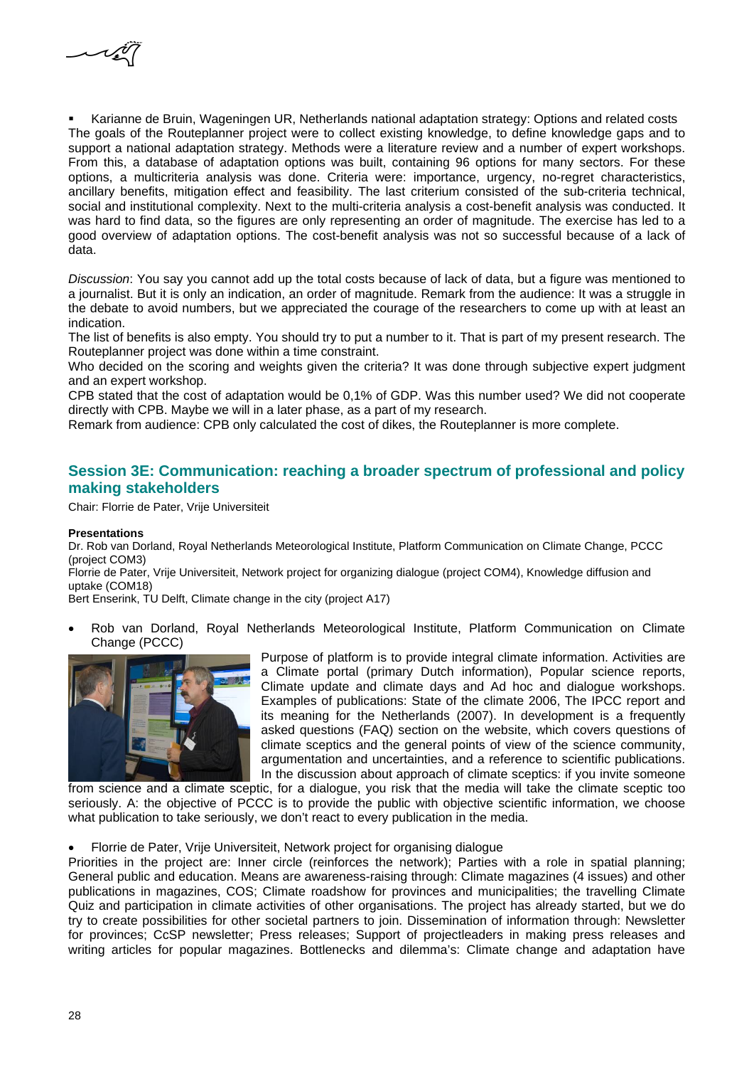- Karianne de Bruin, Wageningen UR, Netherlands national adaptation strategy: Options and related costs

The goals of the Routeplanner project were to collect existing knowledge, to define knowledge gaps and to support a national adaptation strategy. Methods were a literature review and a number of expert workshops. From this, a database of adaptation options was built, containing 96 options for many sectors. For these options, a multicriteria analysis was done. Criteria were: importance, urgency, no-regret characteristics, ancillary benefits, mitigation effect and feasibility. The last criterium consisted of the sub-criteria technical, social and institutional complexity. Next to the multi-criteria analysis a cost-benefit analysis was conducted. It was hard to find data, so the figures are only representing an order of magnitude. The exercise has led to a good overview of adaptation options. The cost-benefit analysis was not so successful because of a lack of data.

*Discussion*: You say you cannot add up the total costs because of lack of data, but a figure was mentioned to a journalist. But it is only an indication, an order of magnitude. Remark from the audience: It was a struggle in the debate to avoid numbers, but we appreciated the courage of the researchers to come up with at least an indication.

The list of benefits is also empty. You should try to put a number to it. That is part of my present research. The Routeplanner project was done within a time constraint.

Who decided on the scoring and weights given the criteria? It was done through subjective expert judgment and an expert workshop.

CPB stated that the cost of adaptation would be 0,1% of GDP. Was this number used? We did not cooperate directly with CPB. Maybe we will in a later phase, as a part of my research.

Remark from audience: CPB only calculated the cost of dikes, the Routeplanner is more complete.

## Session 3E: Communication: reaching a broader spectrum of professional and policy making stakeholders

Chair: Florrie de Pater, Vrije Universiteit

**Presentations**

Dr. Rob van Dorland, Royal Netherlands Meteorological Institute, Platform Communication on Climate Change, PCCC (project COM3)

Florrie de Pater, Vrije Universiteit, Network project for organizing dialogue (project COM4), Knowledge diffusion and uptake (COM18)

Bert Enserink, TU Delft, Climate change in the city (project A17)

- Rob van Dorland, Royal Netherlands Meteorological Institute, Platform Communication on Climate Change (PCCC)

Purpose of platform is to provide integral climate information. Activities are a Climate portal (primary Dutch information), Popular science reports, Climate update and climate days and Ad hoc and dialogue workshops. Examples of publications: State of the climate 2006, The IPCC report and its meaning for the Netherlands (2007). In development is a frequently asked questions (FAQ) section on the website, which covers questions of climate sceptics and the general points of view of the science community, argumentation and uncertainties, and a reference to scientific publications. In the discussion about approach of climate sceptics: if you invite someone from science and a climate sceptic, for a dialogue, you risk that the media will take the climate sceptic too seriously. A: the objective of PCCC is to provide the public with objective scientific information, we choose what publication to take seriously, we don't react to every publication in the media.

- Florrie de Pater, Vrije Universiteit, Network project for organising dialogue

Priorities in the project are: Inner circle (reinforces the network); Parties with a role in spatial planning; General public and education. Means are awareness-raising through: Climate magazines (4 issues) and other publications in magazines, COS; Climate roadshow for provinces and municipalities; the travelling Climate Quiz and participation in climate activities of other organisations. The project has already started, but we do try to create possibilities for other societal partners to join. Dissemination of information through: Newsletter for provinces; CcSP newsletter; Press releases; Support of projectleaders in making press releases and writing articles for popular magazines. Bottlenecks and dilemma's: Climate change and adaptation have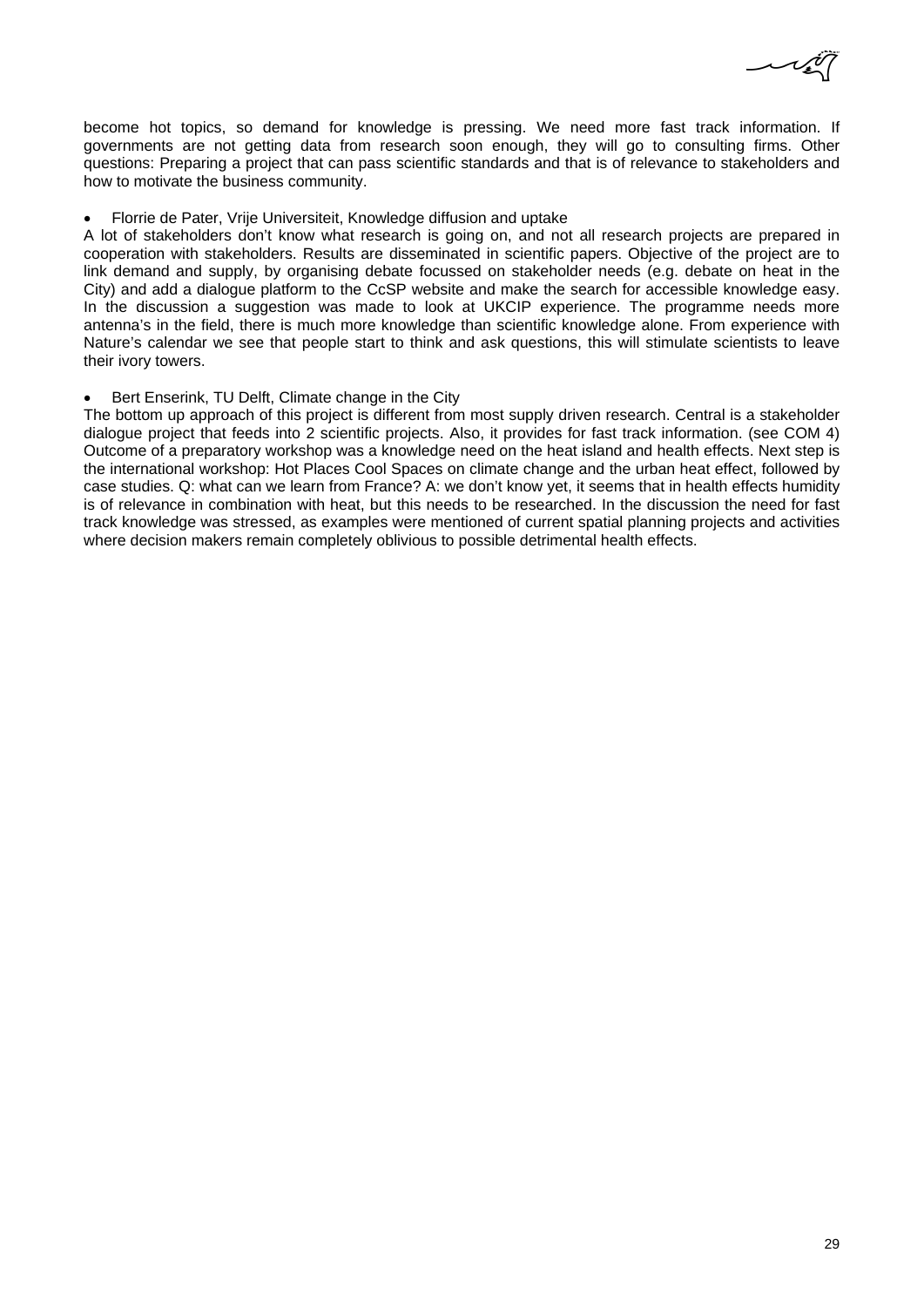become hot topics, so demand for knowledge is pressing. We need more fast track information. If governments are not getting data from research soon enough, they will go to consulting firms. Other questions: Preparing a project that can pass scientific standards and that is of relevance to stakeholders and how to motivate the business community.

- Florrie de Pater, Vrije Universiteit, Knowledge diffusion and uptake

A lot of stakeholders don't know what research is going on, and not all research projects are prepared in cooperation with stakeholders. Results are disseminated in scientific papers. Objective of the project are to link demand and supply, by organising debate focussed on stakeholder needs (e.g. debate on heat in the City) and add a dialogue platform to the CcSP website and make the search for accessible knowledge easy. In the discussion a suggestion was made to look at UKCIP experience. The programme needs more antenna's in the field, there is much more knowledge than scientific knowledge alone. From experience with Nature's calendar we see that people start to think and ask questions, this will stimulate scientists to leave their ivory towers.

- Bert Enserink, TU Delft, Climate change in the City

The bottom up approach of this project is different from most supply driven research. Central is a stakeholder dialogue project that feeds into 2 scientific projects. Also, it provides for fast track information. (see COM 4) Outcome of a preparatory workshop was a knowledge need on the heat island and health effects. Next step is the international workshop: Hot Places Cool Spaces on climate change and the urban heat effect, followed by case studies. Q: what can we learn from France? A: we don't know yet, it seems that in health effects humidity is of relevance in combination with heat, but this needs to be researched. In the discussion the need for fast track knowledge was stressed, as examples were mentioned of current spatial planning projects and activities where decision makers remain completely oblivious to possible detrimental health effects.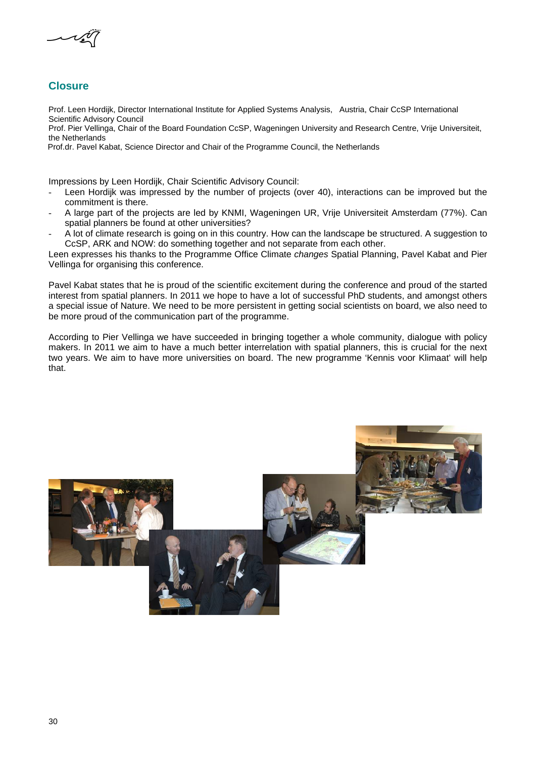## Closure

Prof. Leen Hordijk, Director International Institute for Applied Systems Analysis, Austria, Chair CcSP International Scientific Advisory Council
Prof. Pier Vellinga, Chair of the Board Foundation CcSP, Wageningen University and Research Centre, Vrije Universiteit, the Netherlands
Prof.dr. Pavel Kabat, Science Director and Chair of the Programme Council, the Netherlands

Impressions by Leen Hordijk, Chair Scientific Advisory Council:

- Leen Hordijk was impressed by the number of projects (over 40), interactions can be improved but the commitment is there.
- A large part of the projects are led by KNMI, Wageningen UR, Vrije Universiteit Amsterdam (77%). Can spatial planners be found at other universities?
- A lot of climate research is going on in this country. How can the landscape be structured. A suggestion to CcSP, ARK and NOW: do something together and not separate from each other.

Leen expresses his thanks to the Programme Office Climate *changes* Spatial Planning, Pavel Kabat and Pier Vellinga for organising this conference.

Pavel Kabat states that he is proud of the scientific excitement during the conference and proud of the started interest from spatial planners. In 2011 we hope to have a lot of successful PhD students, and amongst others a special issue of Nature. We need to be more persistent in getting social scientists on board, we also need to be more proud of the communication part of the programme.

According to Pier Vellinga we have succeeded in bringing together a whole community, dialogue with policy makers. In 2011 we aim to have a much better interrelation with spatial planners, this is crucial for the next two years. We aim to have more universities on board. The new programme 'Kennis voor Klimaat' will help that.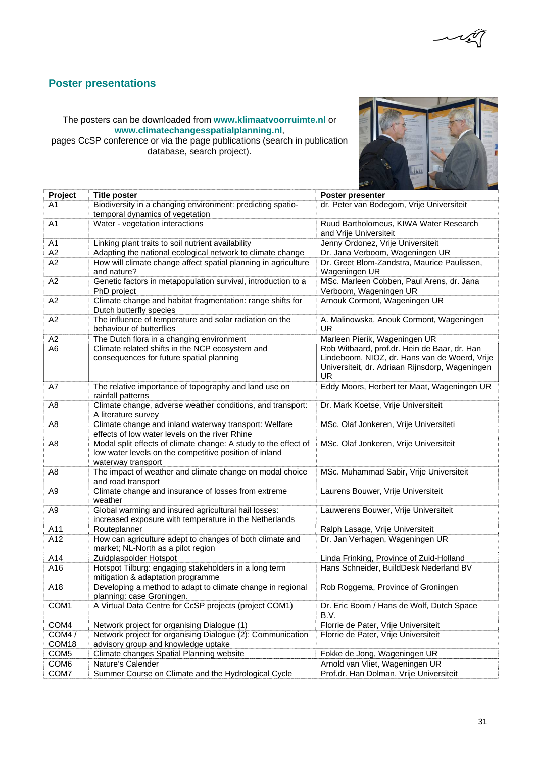## Poster presentations

The posters can be downloaded from **www.klimaatvoorruimte.nl** or **www.climatechangesspatialplanning.nl**, pages CcSP conference or via the page publications (search in publication database, search project).

| Project | Title poster | Poster presenter |
|---|---|---|
| A1 | Biodiversity in a changing environment: predicting spatio-temporal dynamics of vegetation | dr. Peter van Bodegom, Vrije Universiteit |
| A1 | Water - vegetation interactions | Ruud Bartholomeus, KIWA Water Research and Vrije Universiteit |
| A1 | Linking plant traits to soil nutrient availability | Jenny Ordonez, Vrije Universiteit |
| A2 | Adapting the national ecological network to climate change | Dr. Jana Verboom, Wageningen UR |
| A2 | How will climate change affect spatial planning in agriculture and nature? | Dr. Greet Blom-Zandstra, Maurice Paulissen, Wageningen UR |
| A2 | Genetic factors in metapopulation survival, introduction to a PhD project | MSc. Marleen Cobben, Paul Arens, dr. Jana Verboom, Wageningen UR |
| A2 | Climate change and habitat fragmentation: range shifts for Dutch butterfly species | Arnouk Cormont, Wageningen UR |
| A2 | The influence of temperature and solar radiation on the behaviour of butterflies | A. Malinowska, Anouk Cormont, Wageningen UR |
| A2 | The Dutch flora in a changing environment | Marleen Pierik, Wageningen UR |
| A6 | Climate related shifts in the NCP ecosystem and consequences for future spatial planning | Rob Witbaard, prof.dr. Hein de Baar, dr. Han Lindeboom, NIOZ, dr. Hans van de Woerd, Vrije Universiteit, dr. Adriaan Rijnsdorp, Wageningen UR |
| A7 | The relative importance of topography and land use on rainfall patterns | Eddy Moors, Herbert ter Maat, Wageningen UR |
| A8 | Climate change, adverse weather conditions, and transport: A literature survey | Dr. Mark Koetse, Vrije Universiteit |
| A8 | Climate change and inland waterway transport: Welfare effects of low water levels on the river Rhine | MSc. Olaf Jonkeren, Vrije Universiteti |
| A8 | Modal split effects of climate change: A study to the effect of low water levels on the competitive position of inland waterway transport | MSc. Olaf Jonkeren, Vrije Universiteit |
| A8 | The impact of weather and climate change on modal choice and road transport | MSc. Muhammad Sabir, Vrije Universiteit |
| A9 | Climate change and insurance of losses from extreme weather | Laurens Bouwer, Vrije Universiteit |
| A9 | Global warming and insured agricultural hail losses: increased exposure with temperature in the Netherlands | Lauwerens Bouwer, Vrije Universiteit |
| A11 | Routeplanner | Ralph Lasage, Vrije Universiteit |
| A12 | How can agriculture adept to changes of both climate and market; NL-North as a pilot region | Dr. Jan Verhagen, Wageningen UR |
| A14 | Zuidplaspolder Hotspot | Linda Frinking, Province of Zuid-Holland |
| A16 | Hotspot Tilburg: engaging stakeholders in a long term mitigation & adaptation programme | Hans Schneider, BuildDesk Nederland BV |
| A18 | Developing a method to adapt to climate change in regional planning: case Groningen. | Rob Roggema, Province of Groningen |
| COM1 | A Virtual Data Centre for CcSP projects (project COM1) | Dr. Eric Boom / Hans de Wolf, Dutch Space B.V. |
| COM4 | Network project for organising Dialogue (1) | Florrie de Pater, Vrije Universiteit |
| COM4 / COM18 | Network project for organising Dialogue (2); Communication advisory group and knowledge uptake | Florrie de Pater, Vrije Universiteit |
| COM5 | Climate changes Spatial Planning website | Fokke de Jong, Wageningen UR |
| COM6 | Nature's Calender | Arnold van Vliet, Wageningen UR |
| COM7 | Summer Course on Climate and the Hydrological Cycle | Prof.dr. Han Dolman, Vrije Universiteit |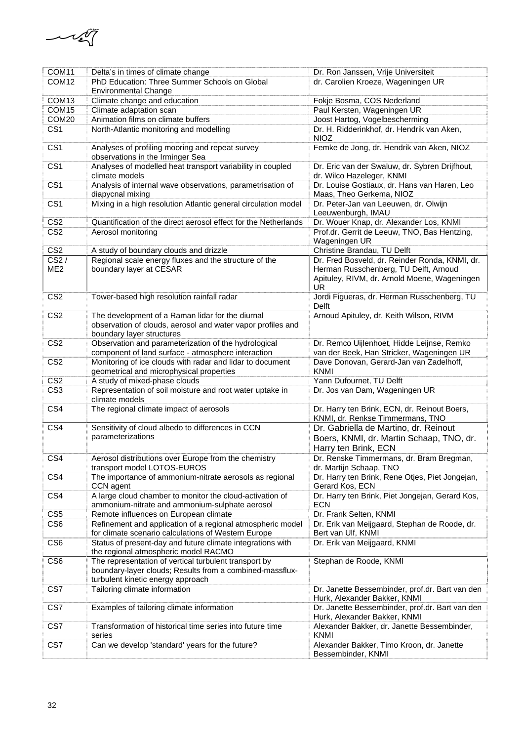| | | |
|---|---|---|
| COM11 | Delta's in times of climate change | Dr. Ron Janssen, Vrije Universiteit |
| COM12 | PhD Education: Three Summer Schools on Global Environmental Change | dr. Carolien Kroeze, Wageningen UR |
| COM13 | Climate change and education | Fokje Bosma, COS Nederland |
| COM15 | Climate adaptation scan | Paul Kersten, Wageningen UR |
| COM20 | Animation films on climate buffers | Joost Hartog, Vogelbescherming |
| CS1 | North-Atlantic monitoring and modelling | Dr. H. Ridderinkhof, dr. Hendrik van Aken, NIOZ |
| CS1 | Analyses of profiling mooring and repeat survey observations in the Irminger Sea | Femke de Jong, dr. Hendrik van Aken, NIOZ |
| CS1 | Analyses of modelled heat transport variability in coupled climate models | Dr. Eric van der Swaluw, dr. Sybren Drijfhout, dr. Wilco Hazeleger, KNMI |
| CS1 | Analysis of internal wave observations, parametrisation of diapycnal mixing | Dr. Louise Gostiaux, dr. Hans van Haren, Leo Maas, Theo Gerkema, NIOZ |
| CS1 | Mixing in a high resolution Atlantic general circulation model | Dr. Peter-Jan van Leeuwen, dr. Olwijn Leeuwenburgh, IMAU |
| CS2 | Quantification of the direct aerosol effect for the Netherlands | Dr. Wouer Knap, dr. Alexander Los, KNMI |
| CS2 | Aerosol monitoring | Prof.dr. Gerrit de Leeuw, TNO, Bas Hentzing, Wageningen UR |
| CS2 | A study of boundary clouds and drizzle | Christine Brandau, TU Delft |
| CS2 / ME2 | Regional scale energy fluxes and the structure of the boundary layer at CESAR | Dr. Fred Bosveld, dr. Reinder Ronda, KNMI, dr. Herman Russchenberg, TU Delft, Arnoud Apituley, RIVM, dr. Arnold Moene, Wageningen UR |
| CS2 | Tower-based high resolution rainfall radar | Jordi Figueras, dr. Herman Russchenberg, TU Delft |
| CS2 | The development of a Raman lidar for the diurnal observation of clouds, aerosol and water vapor profiles and boundary layer structures | Arnoud Apituley, dr. Keith Wilson, RIVM |
| CS2 | Observation and parameterization of the hydrological component of land surface - atmosphere interaction | Dr. Remco Uijlenhoet, Hidde Leijnse, Remko van der Beek, Han Stricker, Wageningen UR |
| CS2 | Monitoring of ice clouds with radar and lidar to document geometrical and microphysical properties | Dave Donovan, Gerard-Jan van Zadelhoff, KNMI |
| CS2 | A study of mixed-phase clouds | Yann Dufournet, TU Delft |
| CS3 | Representation of soil moisture and root water uptake in climate models | Dr. Jos van Dam, Wageningen UR |
| CS4 | The regional climate impact of aerosols | Dr. Harry ten Brink, ECN, dr. Reinout Boers, KNMI, dr. Renkse Timmermans, TNO |
| CS4 | Sensitivity of cloud albedo to differences in CCN parameterizations | Dr. Gabriella de Martino, dr. Reinout Boers, KNMI, dr. Martin Schaap, TNO, dr. Harry ten Brink, ECN |
| CS4 | Aerosol distributions over Europe from the chemistry transport model LOTOS-EUROS | Dr. Renske Timmermans, dr. Bram Bregman, dr. Martijn Schaap, TNO |
| CS4 | The importance of ammonium-nitrate aerosols as regional CCN agent | Dr. Harry ten Brink, Rene Otjes, Piet Jongejan, Gerard Kos, ECN |
| CS4 | A large cloud chamber to monitor the cloud-activation of ammonium-nitrate and ammonium-sulphate aerosol | Dr. Harry ten Brink, Piet Jongejan, Gerard Kos, ECN |
| CS5 | Remote influences on European climate | Dr. Frank Selten, KNMI |
| CS6 | Refinement and application of a regional atmospheric model for climate scenario calculations of Western Europe | Dr. Erik van Meijgaard, Stephan de Roode, dr. Bert van Ulf, KNMI |
| CS6 | Status of present-day and future climate integrations with the regional atmospheric model RACMO | Dr. Erik van Meijgaard, KNMI |
| CS6 | The representation of vertical turbulent transport by boundary-layer clouds; Results from a combined-massflux-turbulent kinetic energy approach | Stephan de Roode, KNMI |
| CS7 | Tailoring climate information | Dr. Janette Bessembinder, prof.dr. Bart van den Hurk, Alexander Bakker, KNMI |
| CS7 | Examples of tailoring climate information | Dr. Janette Bessembinder, prof.dr. Bart van den Hurk, Alexander Bakker, KNMI |
| CS7 | Transformation of historical time series into future time series | Alexander Bakker, dr. Janette Bessembinder, KNMI |
| CS7 | Can we develop 'standard' years for the future? | Alexander Bakker, Timo Kroon, dr. Janette Bessembinder, KNMI |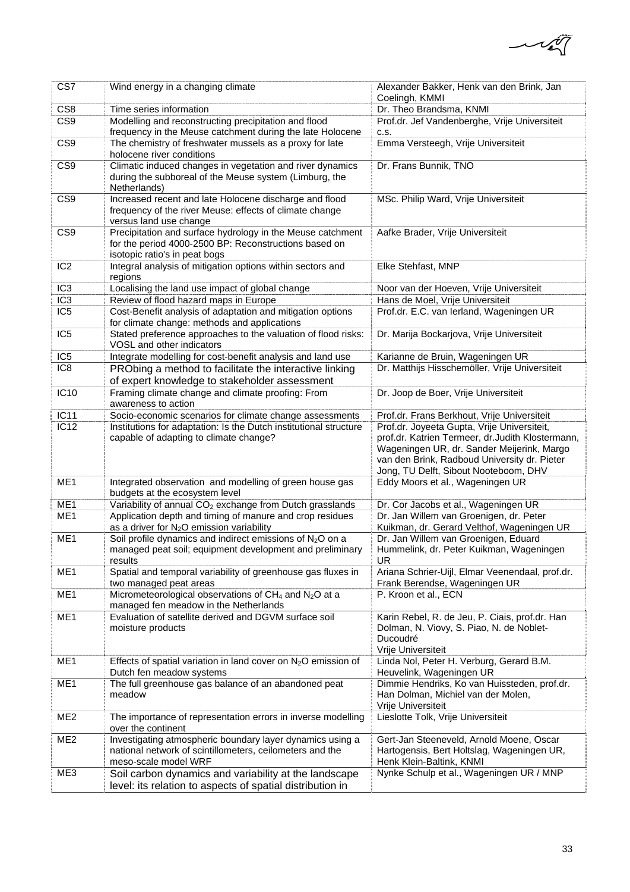| CS7 | Wind energy in a changing climate | Alexander Bakker, Henk van den Brink, Jan Coelingh, KMMI |
|---|---|---|
| CS8 | Time series information | Dr. Theo Brandsma, KNMI |
| CS9 | Modelling and reconstructing precipitation and flood frequency in the Meuse catchment during the late Holocene | Prof.dr. Jef Vandenberghe, Vrije Universiteit c.s. |
| CS9 | The chemistry of freshwater mussels as a proxy for late holocene river conditions | Emma Versteegh, Vrije Universiteit |
| CS9 | Climatic induced changes in vegetation and river dynamics during the subboreal of the Meuse system (Limburg, the Netherlands) | Dr. Frans Bunnik, TNO |
| CS9 | Increased recent and late Holocene discharge and flood frequency of the river Meuse: effects of climate change versus land use change | MSc. Philip Ward, Vrije Universiteit |
| CS9 | Precipitation and surface hydrology in the Meuse catchment for the period 4000-2500 BP: Reconstructions based on isotopic ratio's in peat bogs | Aafke Brader, Vrije Universiteit |
| IC2 | Integral analysis of mitigation options within sectors and regions | Elke Stehfast, MNP |
| IC3 | Localising the land use impact of global change | Noor van der Hoeven, Vrije Universiteit |
| IC3 | Review of flood hazard maps in Europe | Hans de Moel, Vrije Universiteit |
| IC5 | Cost-Benefit analysis of adaptation and mitigation options for climate change: methods and applications | Prof.dr. E.C. van Ierland, Wageningen UR |
| IC5 | Stated preference approaches to the valuation of flood risks: VOSL and other indicators | Dr. Marija Bockarjova, Vrije Universiteit |
| IC5 | Integrate modelling for cost-benefit analysis and land use | Karianne de Bruin, Wageningen UR |
| IC8 | PRObing a method to facilitate the interactive linking of expert knowledge to stakeholder assessment | Dr. Matthijs Hisschemöller, Vrije Universiteit |
| IC10 | Framing climate change and climate proofing: From awareness to action | Dr. Joop de Boer, Vrije Universiteit |
| IC11 | Socio-economic scenarios for climate change assessments | Prof.dr. Frans Berkhout, Vrije Universiteit |
| IC12 | Institutions for adaptation: Is the Dutch institutional structure capable of adapting to climate change? | Prof.dr. Joyeeta Gupta, Vrije Universiteit, prof.dr. Katrien Termeer, dr.Judith Klostermann, Wageningen UR, dr. Sander Meijerink, Margo van den Brink, Radboud University dr. Pieter Jong, TU Delft, Sibout Nooteboom, DHV |
| ME1 | Integrated observation and modelling of green house gas budgets at the ecosystem level | Eddy Moors et al., Wageningen UR |
| ME1 | Variability of annual $CO_2$ exchange from Dutch grasslands | Dr. Cor Jacobs et al., Wageningen UR |
| ME1 | Application depth and timing of manure and crop residues as a driver for $N_2O$ emission variability | Dr. Jan Willem van Groenigen, dr. Peter Kuikman, dr. Gerard Velthof, Wageningen UR |
| ME1 | Soil profile dynamics and indirect emissions of $N_2O$ on a managed peat soil; equipment development and preliminary results | Dr. Jan Willem van Groenigen, Eduard Hummelink, dr. Peter Kuikman, Wageningen UR |
| ME1 | Spatial and temporal variability of greenhouse gas fluxes in two managed peat areas | Ariana Schrier-Uijl, Elmar Veenendaal, prof.dr. Frank Berendse, Wageningen UR |
| ME1 | Micrometeorological observations of $CH_4$ and $N_2O$ at a managed fen meadow in the Netherlands | P. Kroon et al., ECN |
| ME1 | Evaluation of satellite derived and DGVM surface soil moisture products | Karin Rebel, R. de Jeu, P. Ciais, prof.dr. Han Dolman, N. Viovy, S. Piao, N. de Noblet-Ducoudré Vrije Universiteit |
| ME1 | Effects of spatial variation in land cover on $N_2O$ emission of Dutch fen meadow systems | Linda Nol, Peter H. Verburg, Gerard B.M. Heuvelink, Wageningen UR |
| ME1 | The full greenhouse gas balance of an abandoned peat meadow | Dimmie Hendriks, Ko van Huissteden, prof.dr. Han Dolman, Michiel van der Molen, Vrije Universiteit |
| ME2 | The importance of representation errors in inverse modelling over the continent | Lieslotte Tolk, Vrije Universiteit |
| ME2 | Investigating atmospheric boundary layer dynamics using a national network of scintillometers, ceilometers and the meso-scale model WRF | Gert-Jan Steeneveld, Arnold Moene, Oscar Hartogensis, Bert Holtslag, Wageningen UR, Henk Klein-Baltink, KNMI |
| ME3 | Soil carbon dynamics and variability at the landscape level: its relation to aspects of spatial distribution in | Nynke Schulp et al., Wageningen UR / MNP |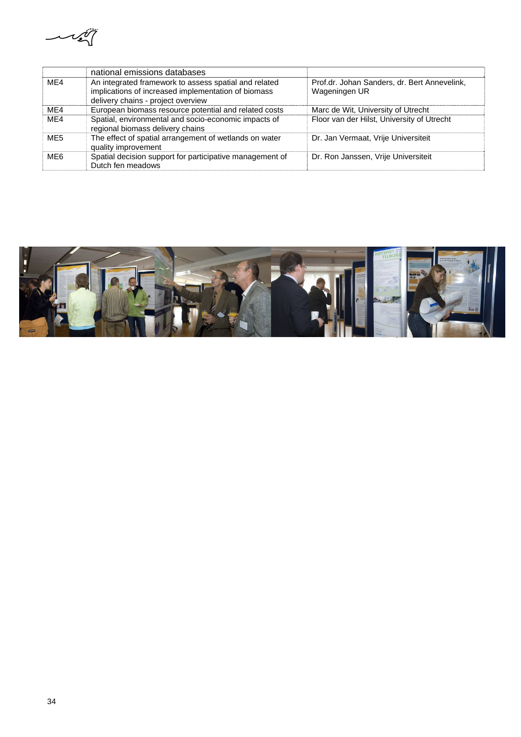| | | |
|---|---|---|
| | national emissions databases | |
| ME4 | An integrated framework to assess spatial and related implications of increased implementation of biomass delivery chains - project overview | Prof.dr. Johan Sanders, dr. Bert Annevelink, Wageningen UR |
| ME4 | European biomass resource potential and related costs | Marc de Wit, University of Utrecht |
| ME4 | Spatial, environmental and socio-economic impacts of regional biomass delivery chains | Floor van der Hilst, University of Utrecht |
| ME5 | The effect of spatial arrangement of wetlands on water quality improvement | Dr. Jan Vermaat, Vrije Universiteit |
| ME6 | Spatial decision support for participative management of Dutch fen meadows | Dr. Ron Janssen, Vrije Universiteit |